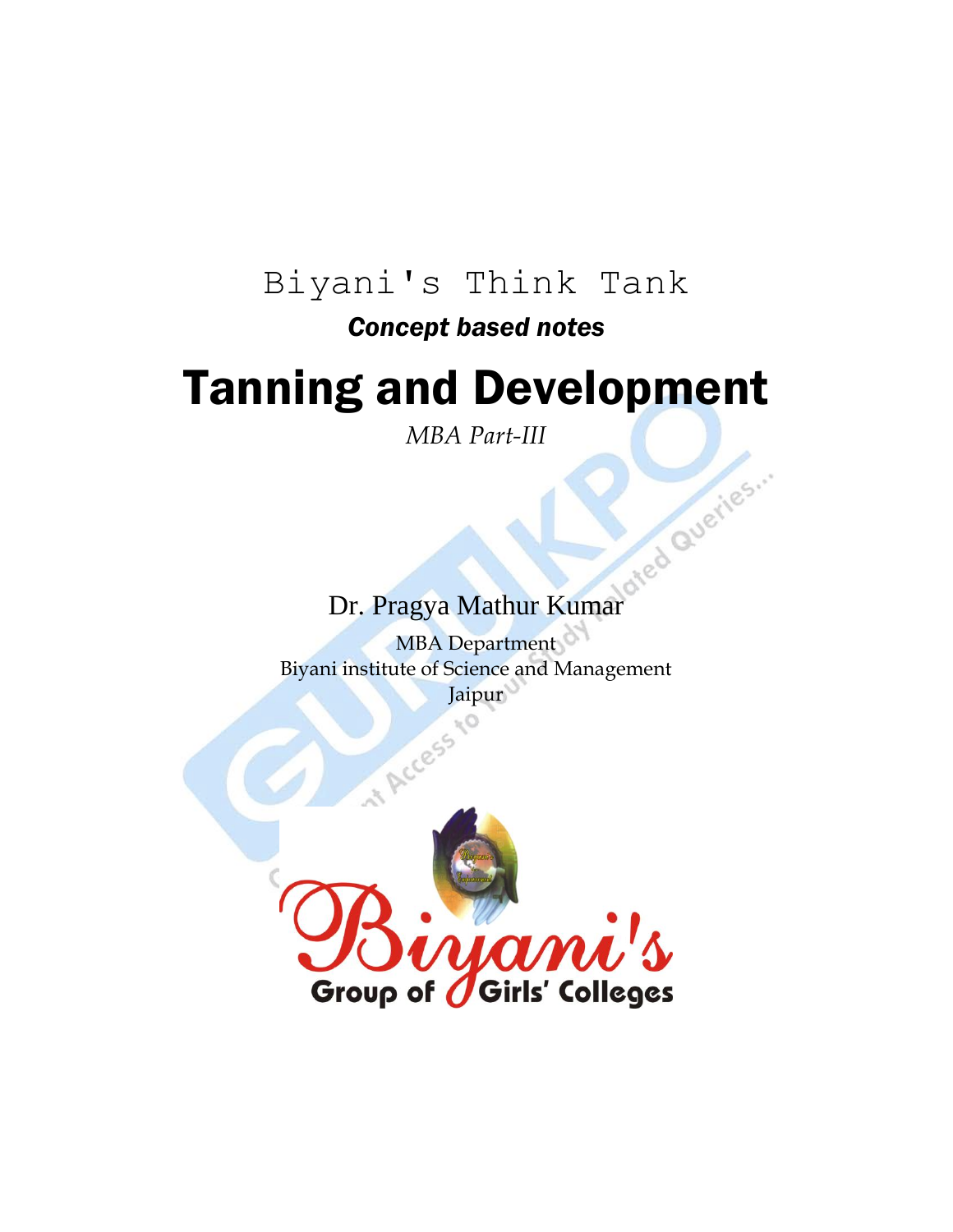Biyani's Think Tank

***Concept based notes***

# Tanning and Development

*MBA Part-III*

Dr. Pragya Mathur Kumar

MBA Department
Biyani institute of Science and Management
Jaipur

Biyani's
Group of Girls' Colleges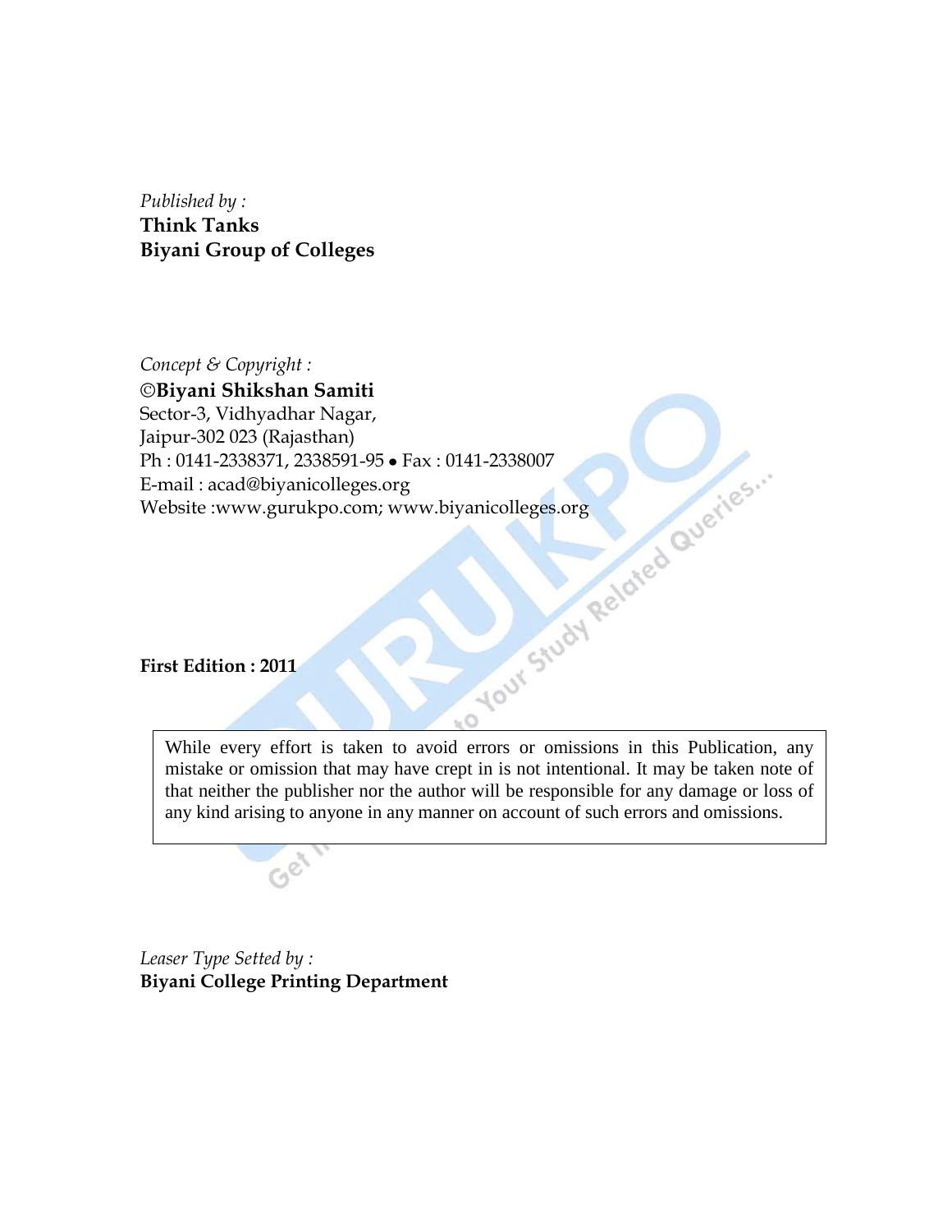*Published by :*
**Think Tanks**
**Biyani Group of Colleges**

*Concept & Copyright :*
**©Biyani Shikshan Samiti**
Sector-3, Vidhyadhar Nagar,
Jaipur-302 023 (Rajasthan)
Ph : 0141-2338371, 2338591-95 • Fax : 0141-2338007
E-mail : acad@biyanicolleges.org
Website :www.gurukpo.com; www.biyanicolleges.org

**First Edition : 2011**

While every effort is taken to avoid errors or omissions in this Publication, any mistake or omission that may have crept in is not intentional. It may be taken note of that neither the publisher nor the author will be responsible for any damage or loss of any kind arising to anyone in any manner on account of such errors and omissions.

*Leaser Type Setted by :*
**Biyani College Printing Department**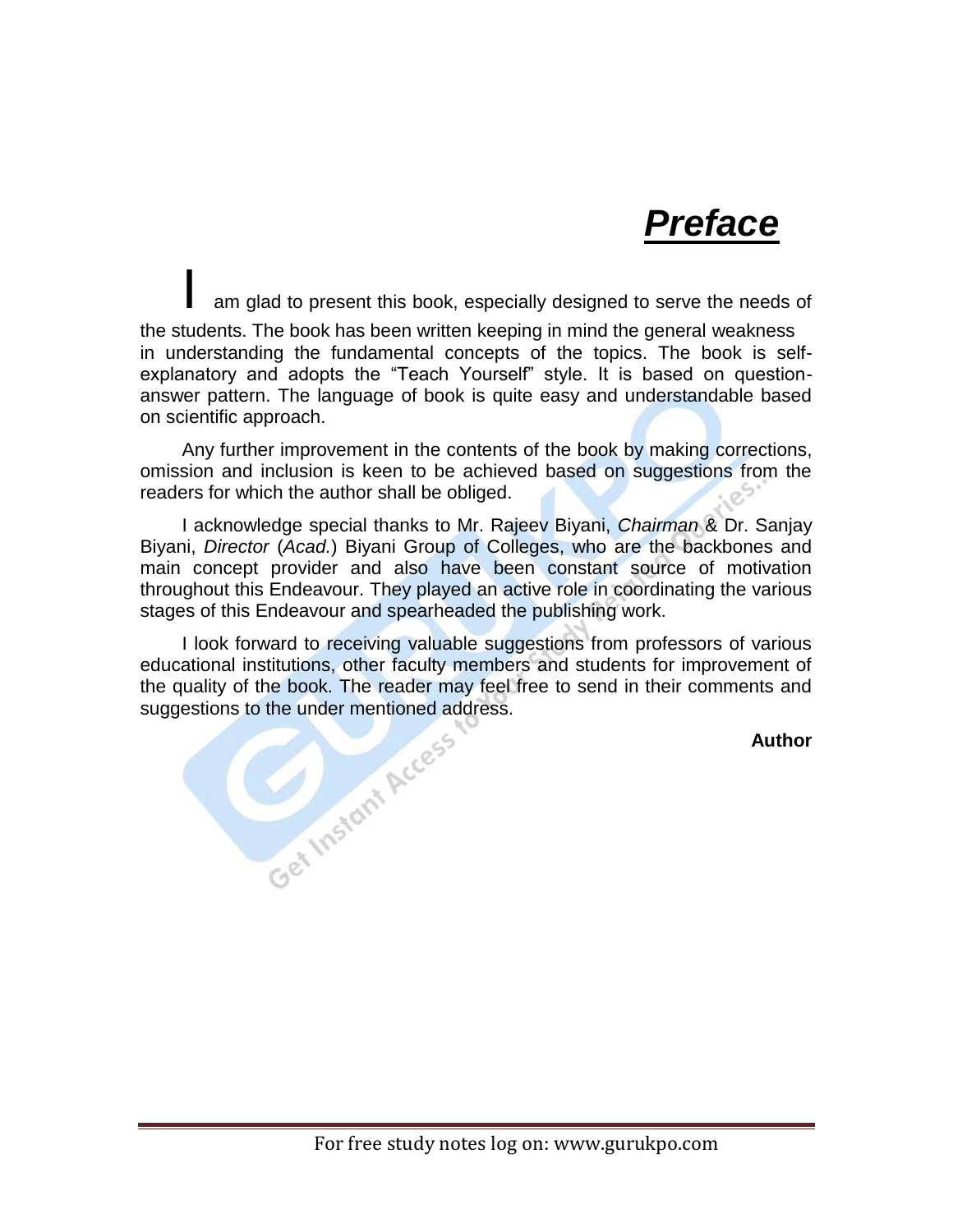# ***Preface***

I am glad to present this book, especially designed to serve the needs of the students. The book has been written keeping in mind the general weakness in understanding the fundamental concepts of the topics. The book is self-explanatory and adopts the "Teach Yourself" style. It is based on question-answer pattern. The language of book is quite easy and understandable based on scientific approach.

Any further improvement in the contents of the book by making corrections, omission and inclusion is keen to be achieved based on suggestions from the readers for which the author shall be obliged.

I acknowledge special thanks to Mr. Rajeev Biyani, *Chairman* & Dr. Sanjay Biyani, *Director* (*Acad.*) Biyani Group of Colleges, who are the backbones and main concept provider and also have been constant source of motivation throughout this Endeavour. They played an active role in coordinating the various stages of this Endeavour and spearheaded the publishing work.

I look forward to receiving valuable suggestions from professors of various educational institutions, other faculty members and students for improvement of the quality of the book. The reader may feel free to send in their comments and suggestions to the under mentioned address.

**Author**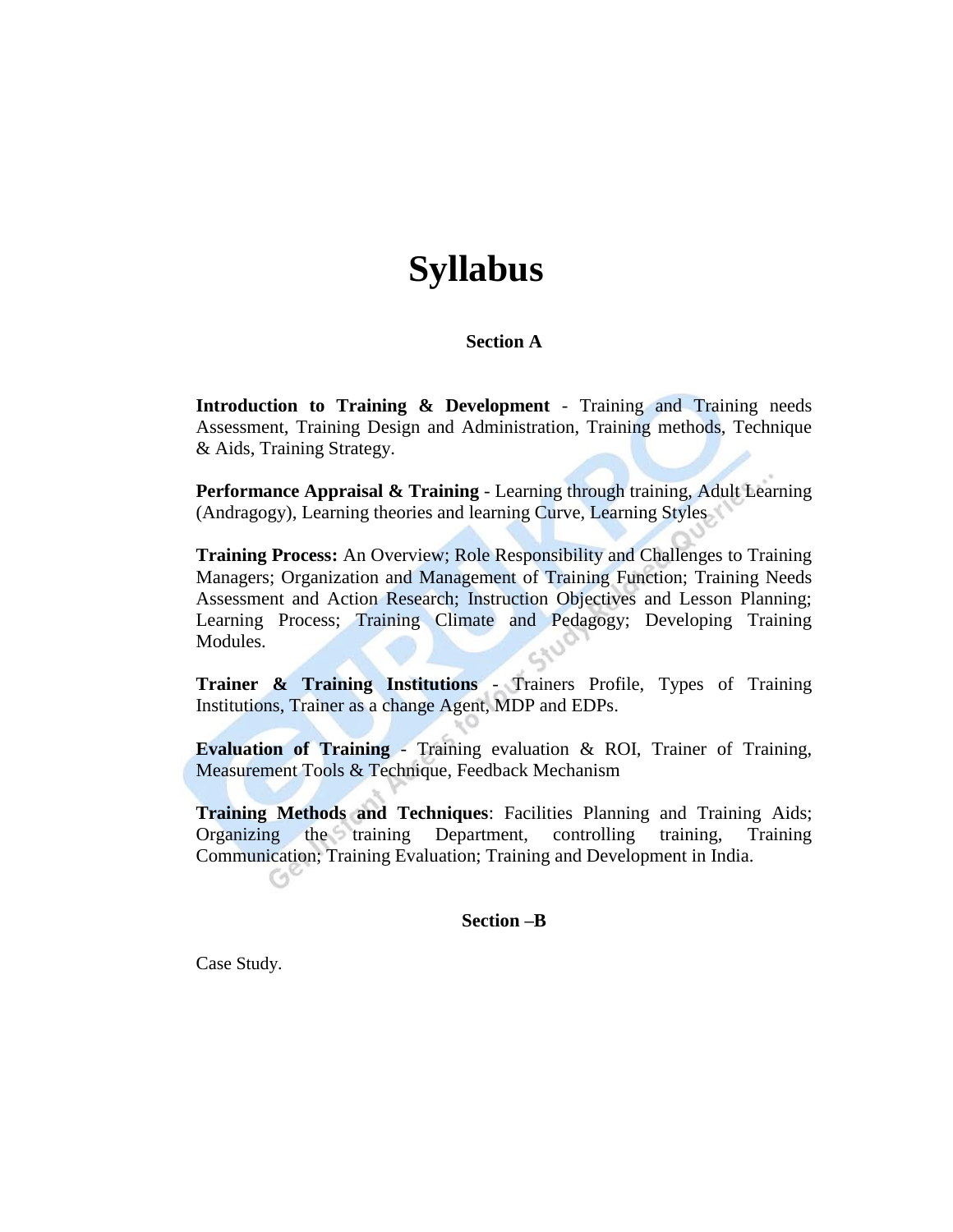# Syllabus

## Section A

**Introduction to Training & Development** - Training and Training needs Assessment, Training Design and Administration, Training methods, Technique & Aids, Training Strategy.

**Performance Appraisal & Training** - Learning through training, Adult Learning (Andragogy), Learning theories and learning Curve, Learning Styles

**Training Process:** An Overview; Role Responsibility and Challenges to Training Managers; Organization and Management of Training Function; Training Needs Assessment and Action Research; Instruction Objectives and Lesson Planning; Learning Process; Training Climate and Pedagogy; Developing Training Modules.

**Trainer & Training Institutions** - Trainers Profile, Types of Training Institutions, Trainer as a change Agent, MDP and EDPs.

**Evaluation of Training** - Training evaluation & ROI, Trainer of Training, Measurement Tools & Technique, Feedback Mechanism

**Training Methods and Techniques**: Facilities Planning and Training Aids; Organizing the training Department, controlling training, Training Communication; Training Evaluation; Training and Development in India.

## Section –B

Case Study.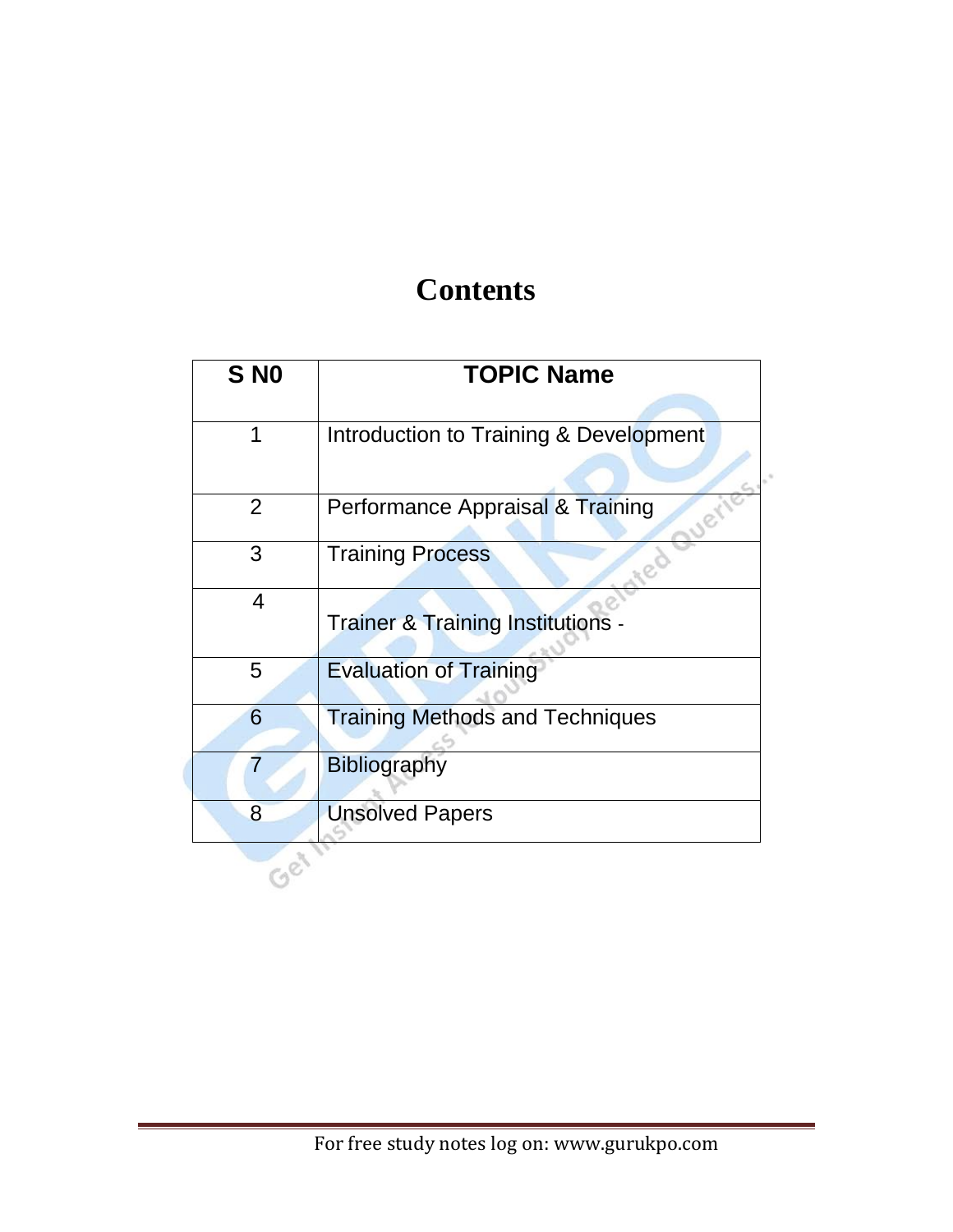# Contents

| S N0 | TOPIC Name |
| --- | --- |
| 1 | Introduction to Training & Development |
| 2 | Performance Appraisal & Training |
| 3 | Training Process |
| 4 | Trainer & Training Institutions - |
| 5 | Evaluation of Training |
| 6 | Training Methods and Techniques |
| 7 | Bibliography |
| 8 | Unsolved Papers |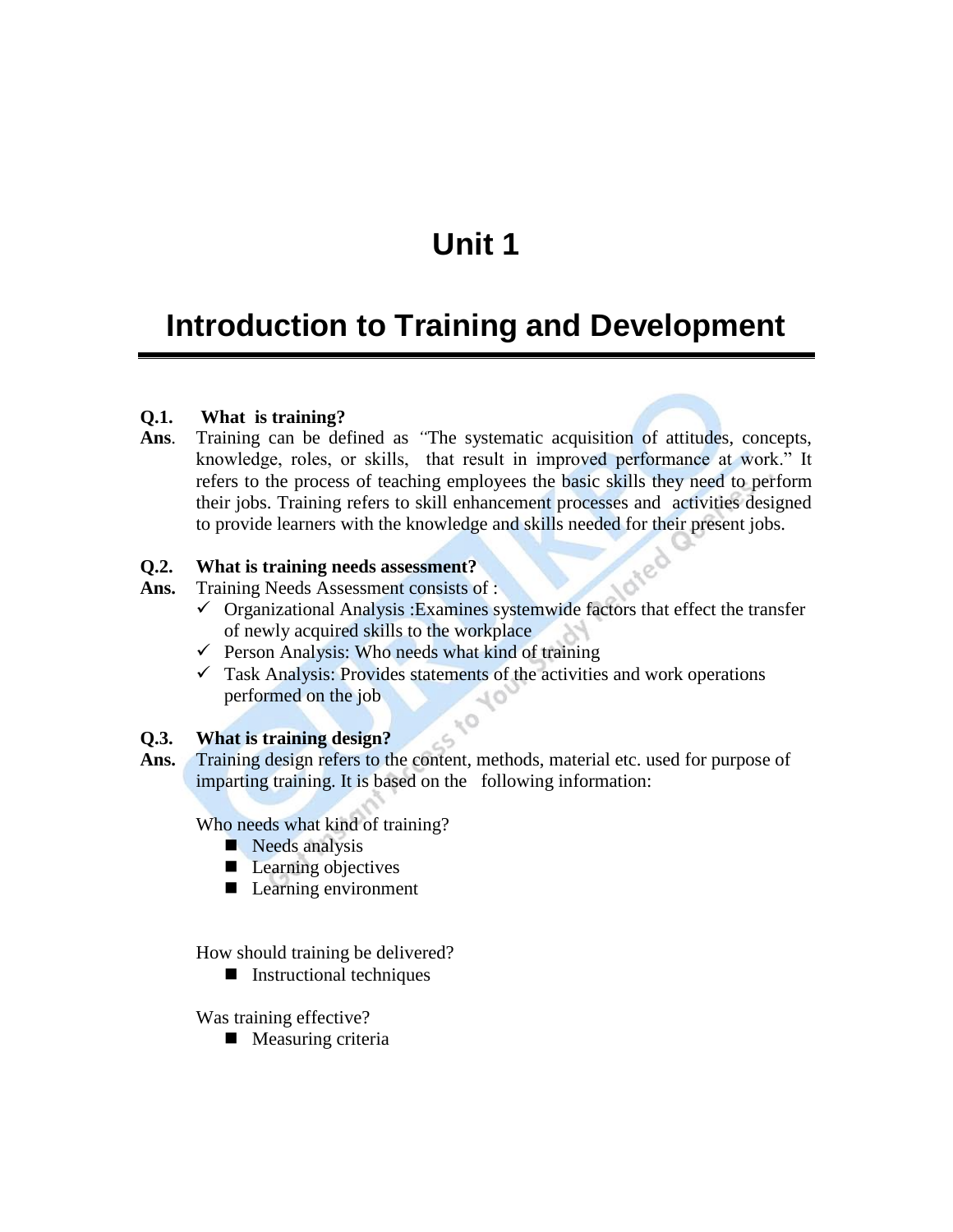# Unit 1

# Introduction to Training and Development

**Q.1. What is training?**

**Ans.** Training can be defined as "The systematic acquisition of attitudes, concepts, knowledge, roles, or skills, that result in improved performance at work." It refers to the process of teaching employees the basic skills they need to perform their jobs. Training refers to skill enhancement processes and activities designed to provide learners with the knowledge and skills needed for their present jobs.

**Q.2. What is training needs assessment?**

**Ans.** Training Needs Assessment consists of :

- ✓ Organizational Analysis :Examines systemwide factors that effect the transfer of newly acquired skills to the workplace
- ✓ Person Analysis: Who needs what kind of training
- ✓ Task Analysis: Provides statements of the activities and work operations performed on the job

**Q.3. What is training design?**

**Ans.** Training design refers to the content, methods, material etc. used for purpose of imparting training. It is based on the following information:

Who needs what kind of training?

- Needs analysis
- Learning objectives
- Learning environment

How should training be delivered?

- Instructional techniques

Was training effective?

- Measuring criteria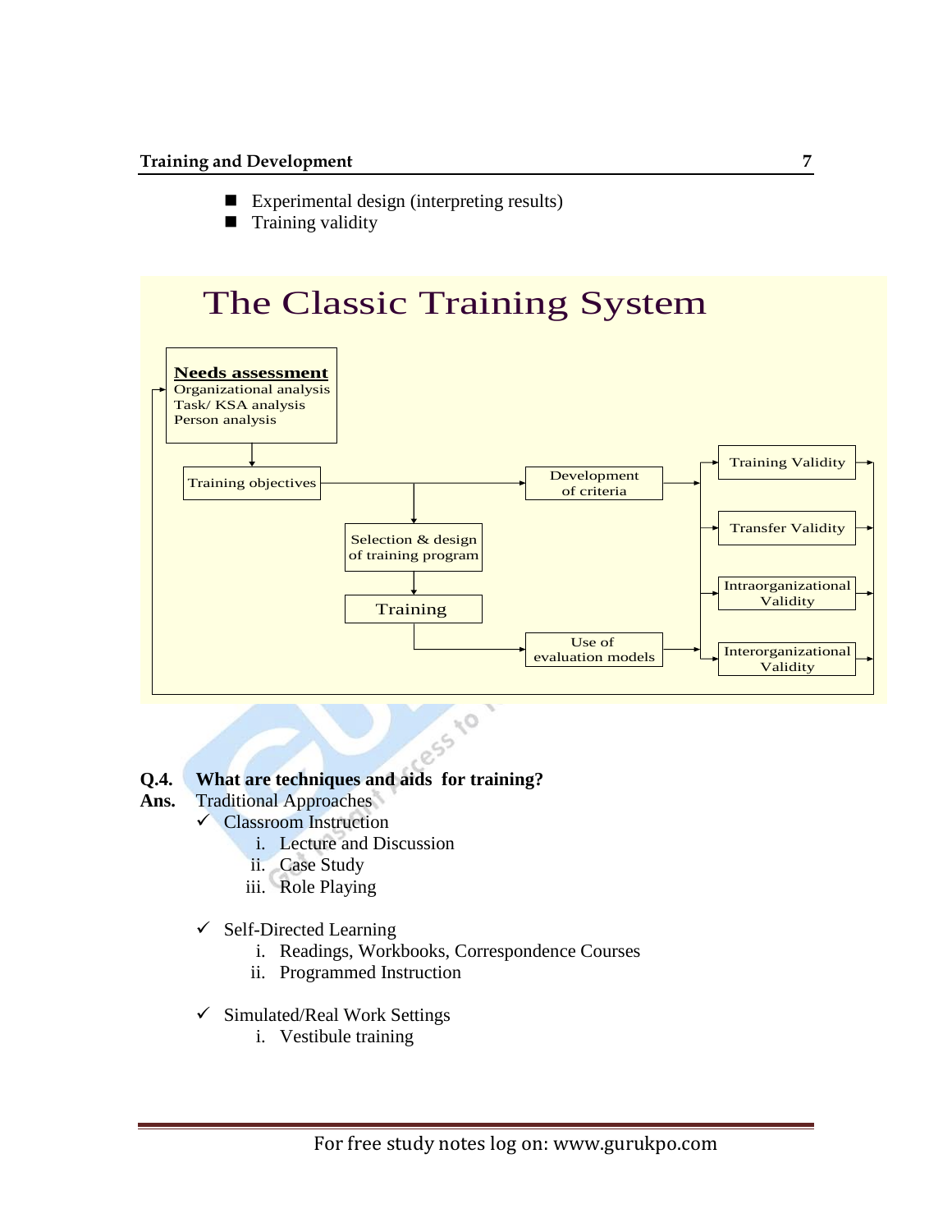- Experimental design (interpreting results)
- Training validity

## The Classic Training System

**Needs assessment**
Organizational analysis
Task/ KSA analysis
Person analysis

Training objectives

Selection & design of training program

Training

Development of criteria

Use of evaluation models

Training Validity

Transfer Validity

Intraorganizational Validity

Interorganizational Validity

**Q.4. What are techniques and aids for training?**

**Ans.** Traditional Approaches

- ✓ Classroom Instruction
  - i. Lecture and Discussion
  - ii. Case Study
  - iii. Role Playing

- ✓ Self-Directed Learning
  - i. Readings, Workbooks, Correspondence Courses
  - ii. Programmed Instruction

- ✓ Simulated/Real Work Settings
  - i. Vestibule training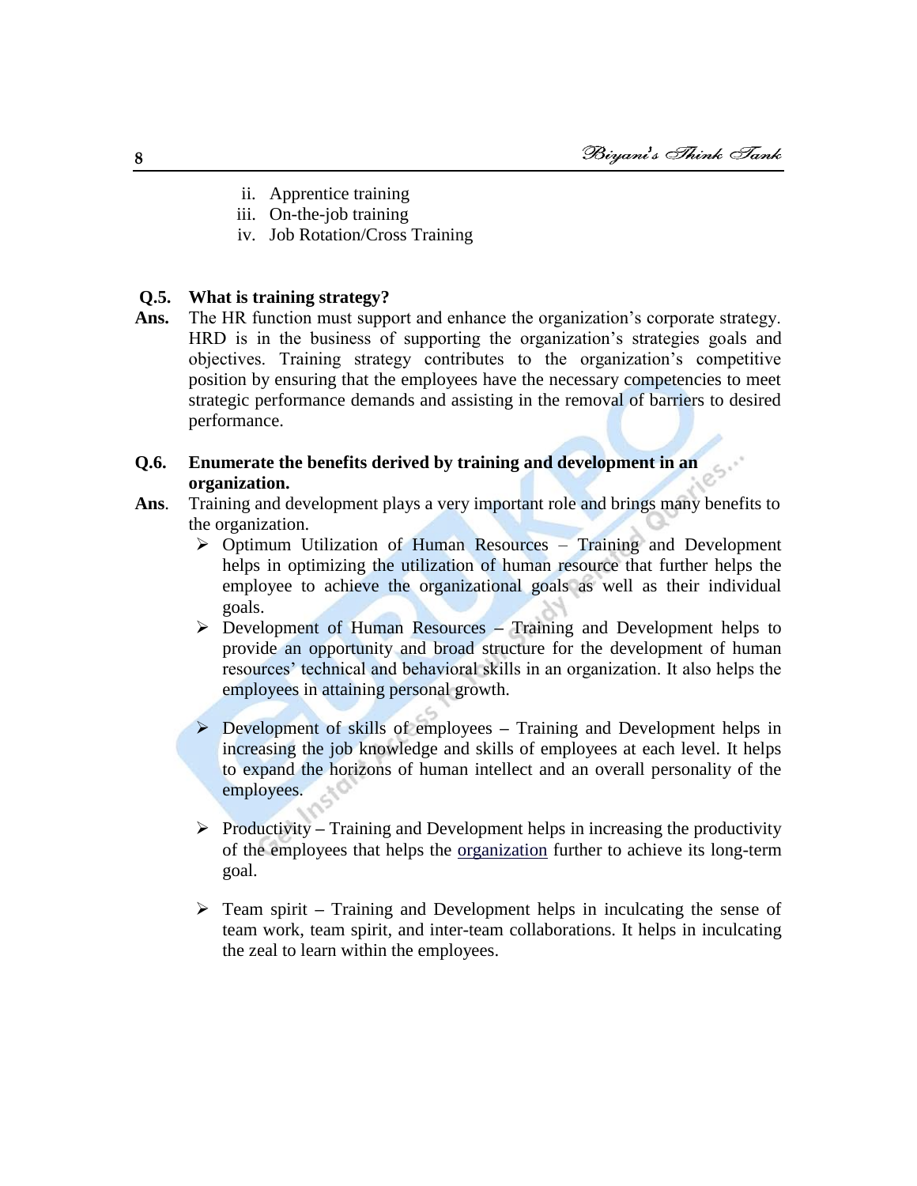ii. Apprentice training
iii. On-the-job training
iv. Job Rotation/Cross Training

**Q.5. What is training strategy?**

**Ans.** The HR function must support and enhance the organization's corporate strategy. HRD is in the business of supporting the organization's strategies goals and objectives. Training strategy contributes to the organization's competitive position by ensuring that the employees have the necessary competencies to meet strategic performance demands and assisting in the removal of barriers to desired performance.

**Q.6. Enumerate the benefits derived by training and development in an organization.**

**Ans**. Training and development plays a very important role and brings many benefits to the organization.

- Optimum Utilization of Human Resources – Training and Development helps in optimizing the utilization of human resource that further helps the employee to achieve the organizational goals as well as their individual goals.
- Development of Human Resources – Training and Development helps to provide an opportunity and broad structure for the development of human resources' technical and behavioral skills in an organization. It also helps the employees in attaining personal growth.
- Development of skills of employees – Training and Development helps in increasing the job knowledge and skills of employees at each level. It helps to expand the horizons of human intellect and an overall personality of the employees.
- Productivity – Training and Development helps in increasing the productivity of the employees that helps the organization further to achieve its long-term goal.
- Team spirit – Training and Development helps in inculcating the sense of team work, team spirit, and inter-team collaborations. It helps in inculcating the zeal to learn within the employees.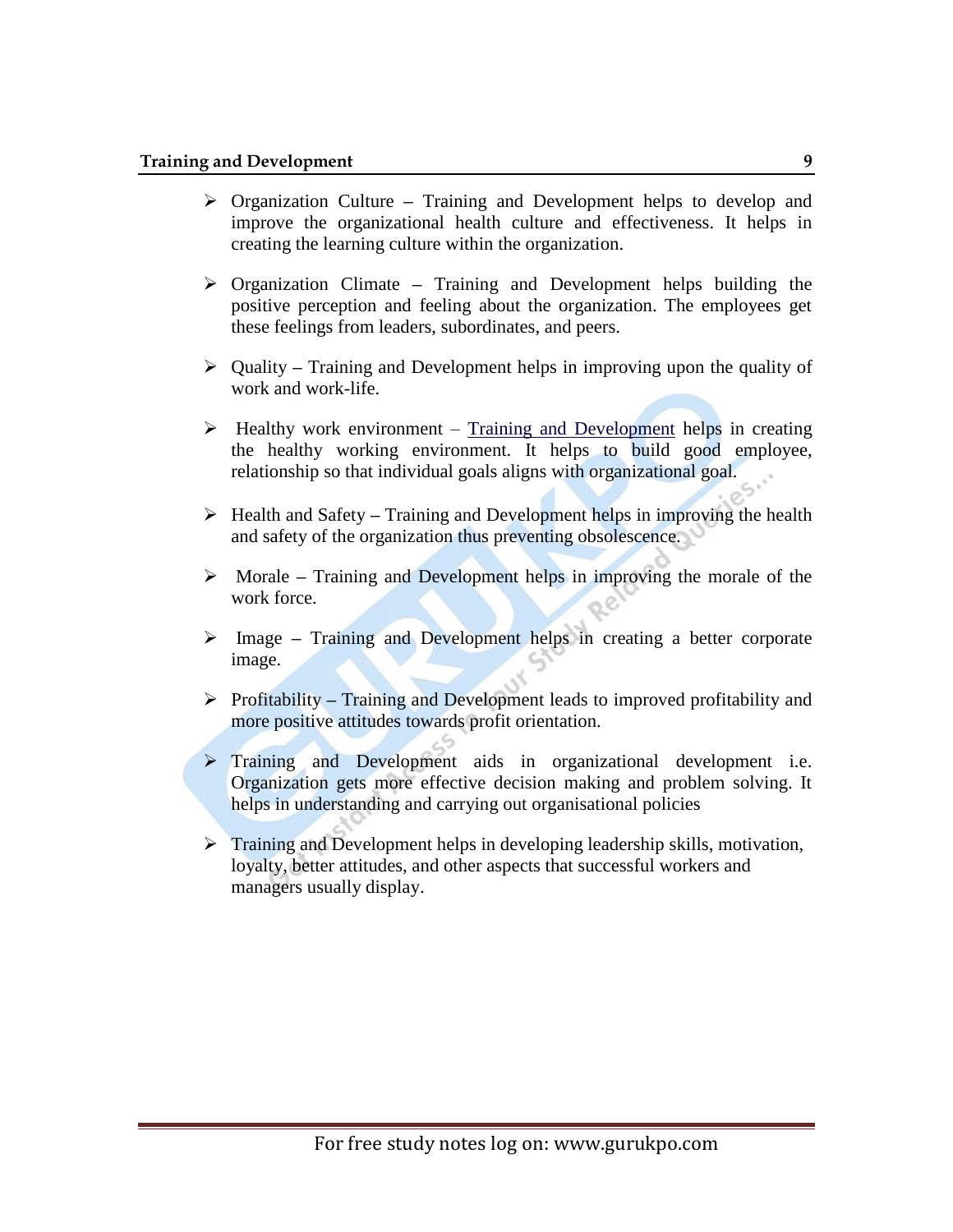- Organization Culture – Training and Development helps to develop and improve the organizational health culture and effectiveness. It helps in creating the learning culture within the organization.

- Organization Climate – Training and Development helps building the positive perception and feeling about the organization. The employees get these feelings from leaders, subordinates, and peers.

- Quality – Training and Development helps in improving upon the quality of work and work-life.

- Healthy work environment – Training and Development helps in creating the healthy working environment. It helps to build good employee, relationship so that individual goals aligns with organizational goal.

- Health and Safety – Training and Development helps in improving the health and safety of the organization thus preventing obsolescence.

- Morale – Training and Development helps in improving the morale of the work force.

- Image – Training and Development helps in creating a better corporate image.

- Profitability – Training and Development leads to improved profitability and more positive attitudes towards profit orientation.

- Training and Development aids in organizational development i.e. Organization gets more effective decision making and problem solving. It helps in understanding and carrying out organisational policies

- Training and Development helps in developing leadership skills, motivation, loyalty, better attitudes, and other aspects that successful workers and managers usually display.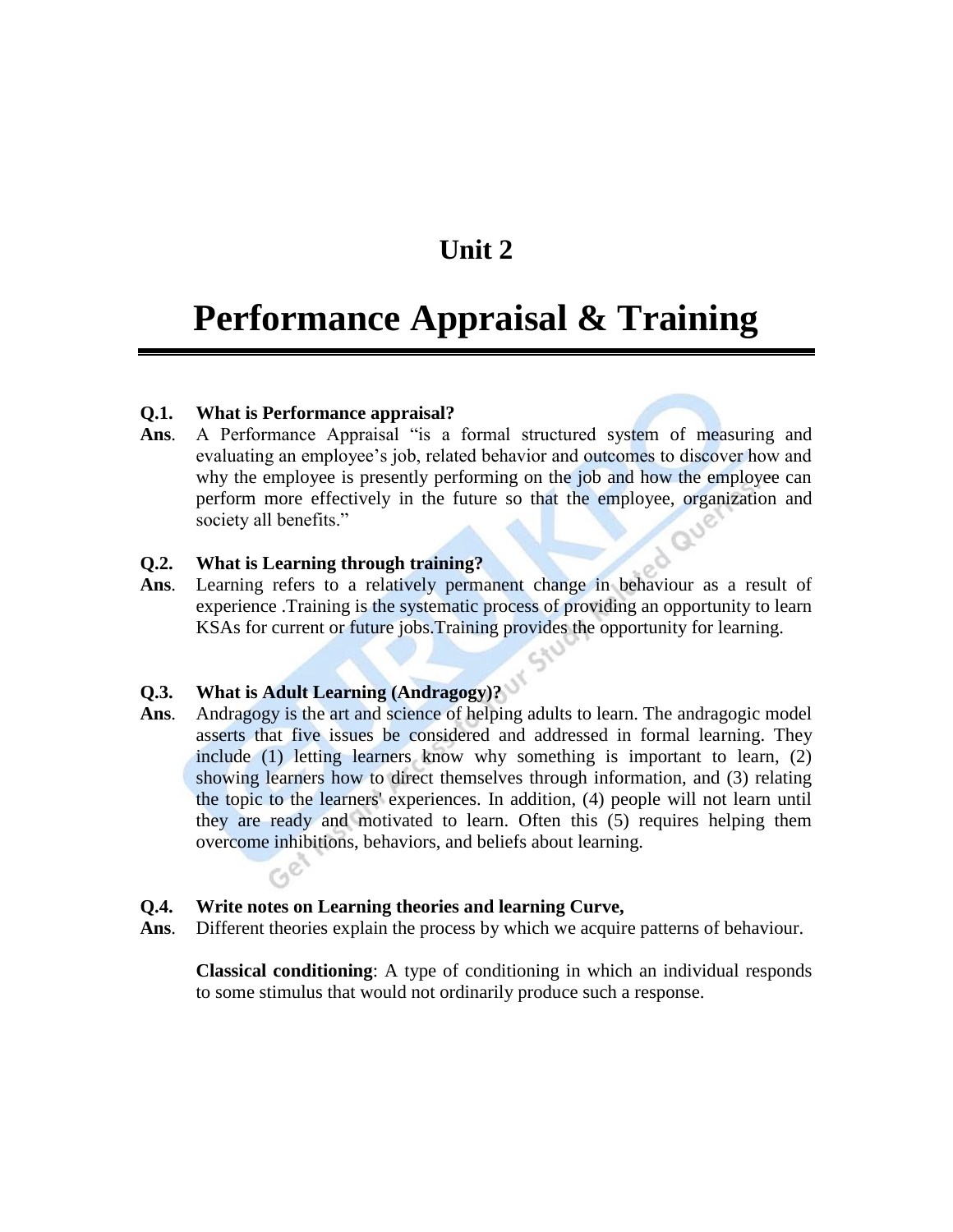# Unit 2

# Performance Appraisal & Training

**Q.1. What is Performance appraisal?**

**Ans**. A Performance Appraisal "is a formal structured system of measuring and evaluating an employee's job, related behavior and outcomes to discover how and why the employee is presently performing on the job and how the employee can perform more effectively in the future so that the employee, organization and society all benefits."

**Q.2. What is Learning through training?**

**Ans**. Learning refers to a relatively permanent change in behaviour as a result of experience .Training is the systematic process of providing an opportunity to learn KSAs for current or future jobs.Training provides the opportunity for learning.

**Q.3. What is Adult Learning (Andragogy)?**

**Ans**. Andragogy is the art and science of helping adults to learn. The andragogic model asserts that five issues be considered and addressed in formal learning. They include (1) letting learners know why something is important to learn, (2) showing learners how to direct themselves through information, and (3) relating the topic to the learners' experiences. In addition, (4) people will not learn until they are ready and motivated to learn. Often this (5) requires helping them overcome inhibitions, behaviors, and beliefs about learning.

**Q.4. Write notes on Learning theories and learning Curve,**

**Ans**. Different theories explain the process by which we acquire patterns of behaviour.

**Classical conditioning**: A type of conditioning in which an individual responds to some stimulus that would not ordinarily produce such a response.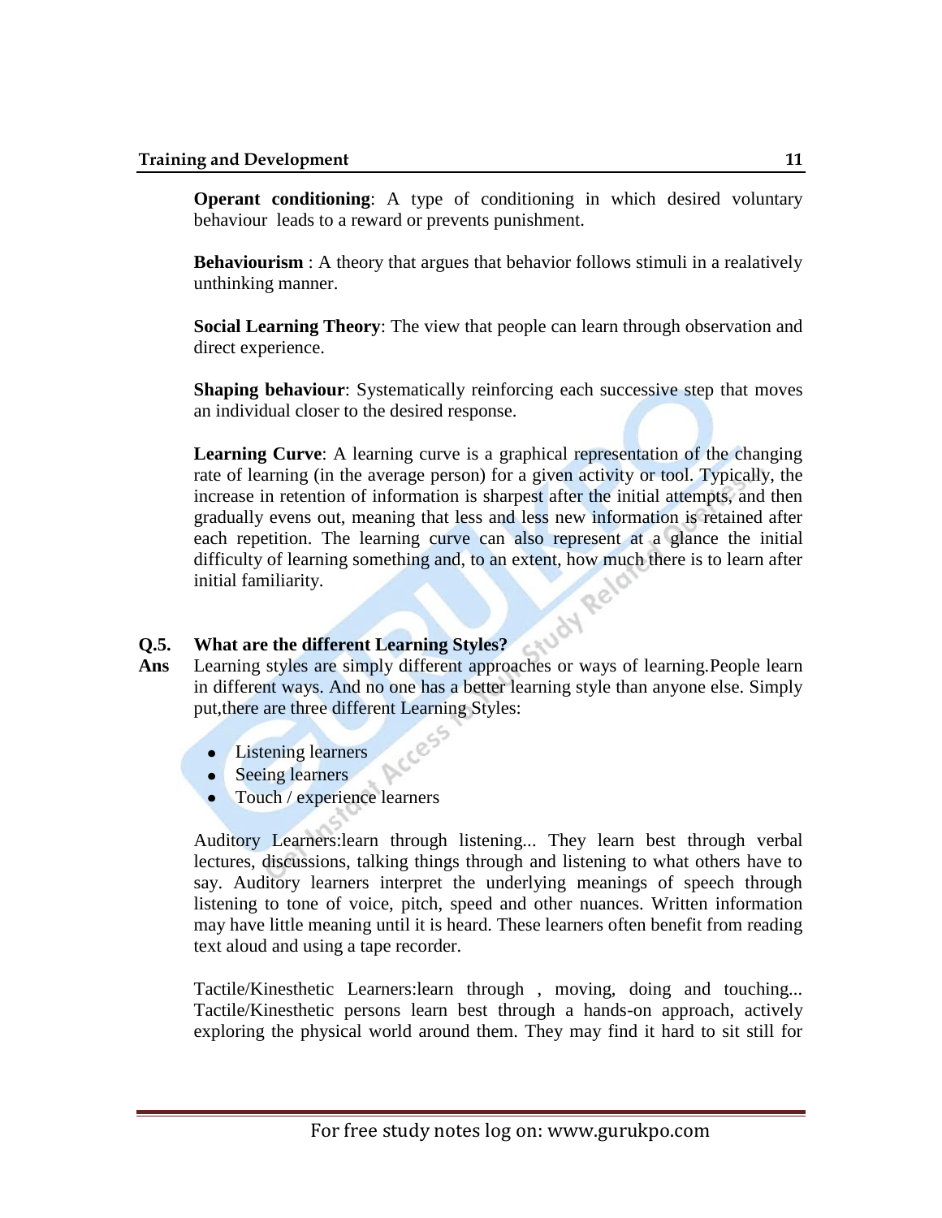**Operant conditioning**: A type of conditioning in which desired voluntary behaviour leads to a reward or prevents punishment.

**Behaviourism** : A theory that argues that behavior follows stimuli in a realatively unthinking manner.

**Social Learning Theory**: The view that people can learn through observation and direct experience.

**Shaping behaviour**: Systematically reinforcing each successive step that moves an individual closer to the desired response.

**Learning Curve**: A learning curve is a graphical representation of the changing rate of learning (in the average person) for a given activity or tool. Typically, the increase in retention of information is sharpest after the initial attempts, and then gradually evens out, meaning that less and less new information is retained after each repetition. The learning curve can also represent at a glance the initial difficulty of learning something and, to an extent, how much there is to learn after initial familiarity.

**Q.5. What are the different Learning Styles?**

**Ans** Learning styles are simply different approaches or ways of learning.People learn in different ways. And no one has a better learning style than anyone else. Simply put,there are three different Learning Styles:

- Listening learners
- Seeing learners
- Touch / experience learners

Auditory Learners:learn through listening... They learn best through verbal lectures, discussions, talking things through and listening to what others have to say. Auditory learners interpret the underlying meanings of speech through listening to tone of voice, pitch, speed and other nuances. Written information may have little meaning until it is heard. These learners often benefit from reading text aloud and using a tape recorder.

Tactile/Kinesthetic Learners:learn through , moving, doing and touching... Tactile/Kinesthetic persons learn best through a hands-on approach, actively exploring the physical world around them. They may find it hard to sit still for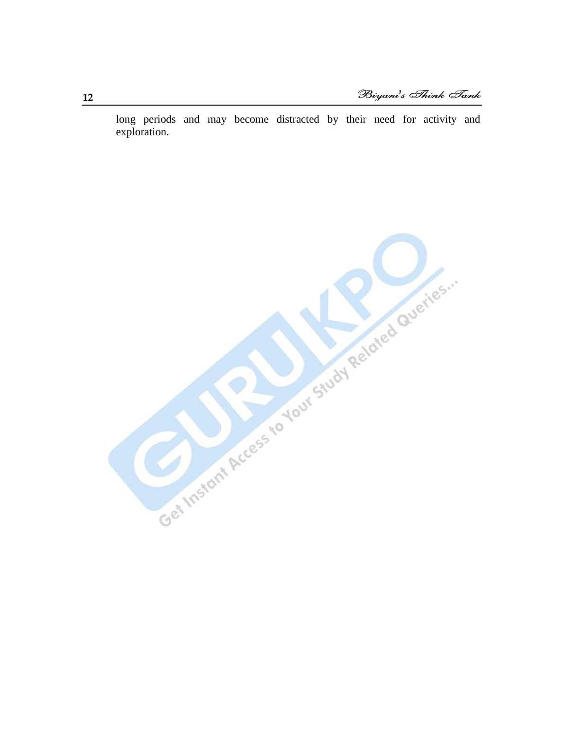long periods and may become distracted by their need for activity and exploration.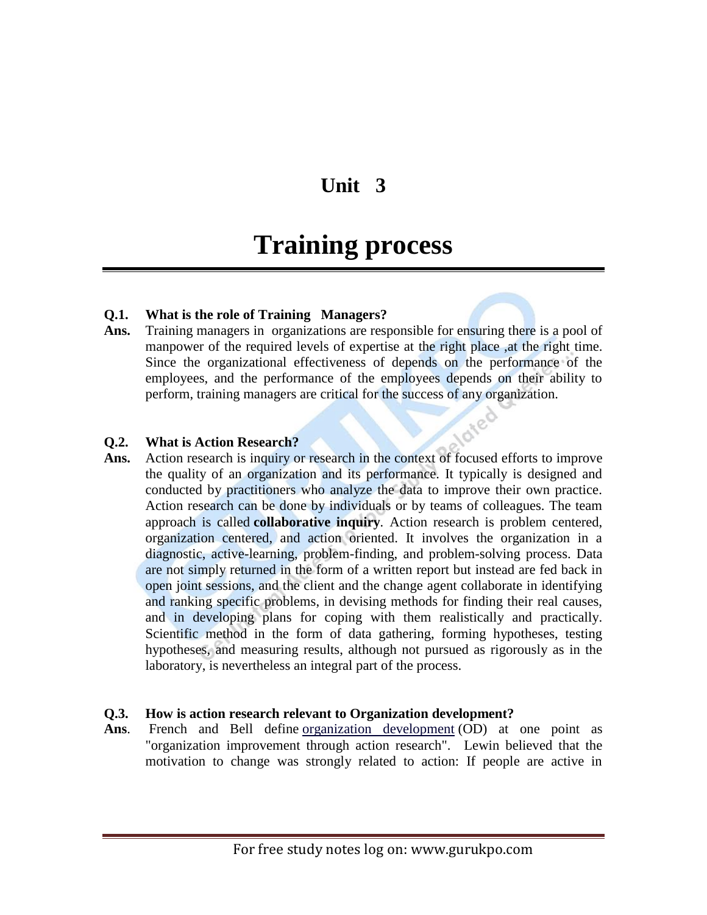# Unit 3

# Training process

**Q.1. What is the role of Training Managers?**

**Ans.** Training managers in organizations are responsible for ensuring there is a pool of manpower of the required levels of expertise at the right place ,at the right time. Since the organizational effectiveness of depends on the performance of the employees, and the performance of the employees depends on their ability to perform, training managers are critical for the success of any organization.

**Q.2. What is Action Research?**

**Ans.** Action research is inquiry or research in the context of focused efforts to improve the quality of an organization and its performance. It typically is designed and conducted by practitioners who analyze the data to improve their own practice. Action research can be done by individuals or by teams of colleagues. The team approach is called **collaborative inquiry**. Action research is problem centered, organization centered, and action oriented. It involves the organization in a diagnostic, active-learning, problem-finding, and problem-solving process. Data are not simply returned in the form of a written report but instead are fed back in open joint sessions, and the client and the change agent collaborate in identifying and ranking specific problems, in devising methods for finding their real causes, and in developing plans for coping with them realistically and practically. Scientific method in the form of data gathering, forming hypotheses, testing hypotheses, and measuring results, although not pursued as rigorously as in the laboratory, is nevertheless an integral part of the process.

**Q.3. How is action research relevant to Organization development?**

**Ans**. French and Bell define organization development (OD) at one point as "organization improvement through action research". Lewin believed that the motivation to change was strongly related to action: If people are active in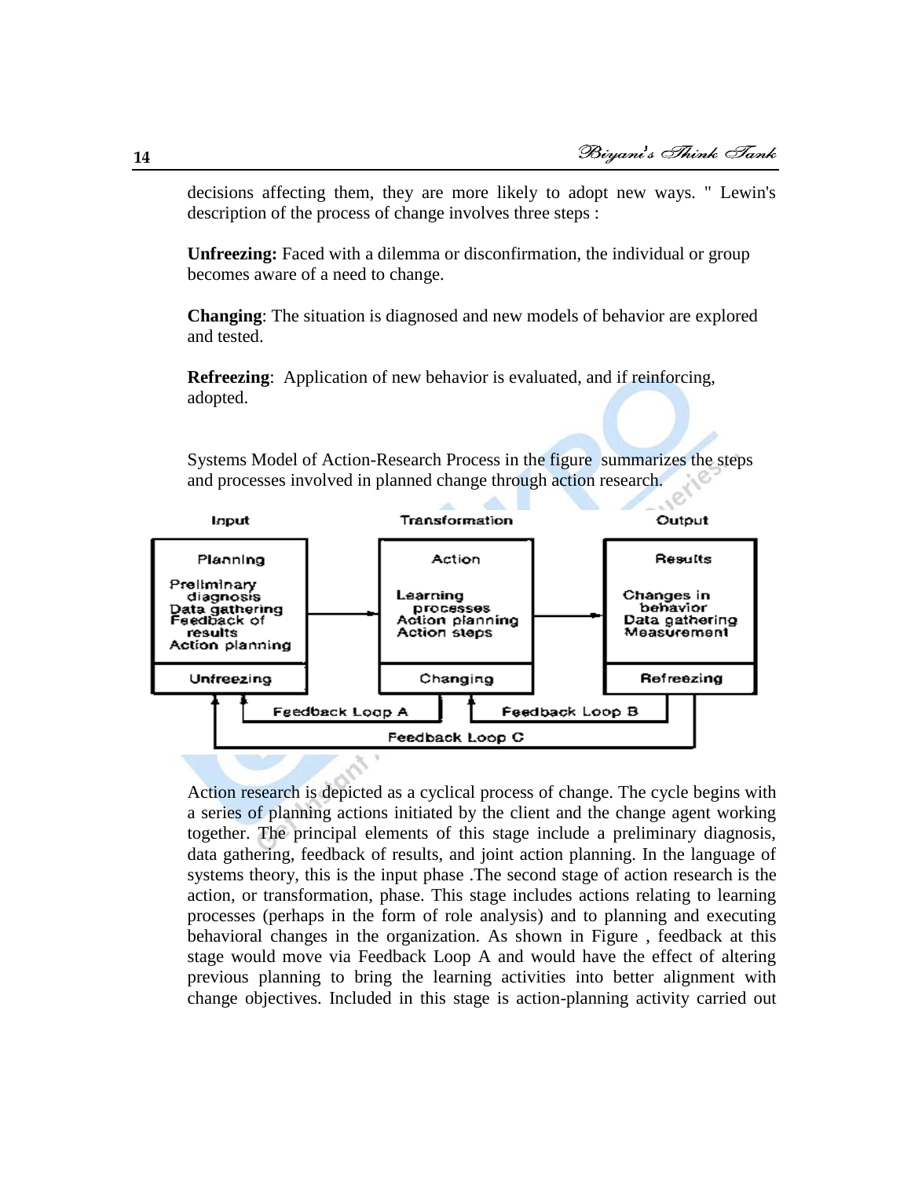decisions affecting them, they are more likely to adopt new ways. " Lewin's description of the process of change involves three steps :

**Unfreezing:** Faced with a dilemma or disconfirmation, the individual or group becomes aware of a need to change.

**Changing**: The situation is diagnosed and new models of behavior are explored and tested.

**Refreezing**: Application of new behavior is evaluated, and if reinforcing, adopted.

Systems Model of Action-Research Process in the figure summarizes the steps and processes involved in planned change through action research.

| Input | Transformation | Output |
|---|---|---|
| Planning<br>Preliminary diagnosis<br>Data gathering<br>Feedback of results<br>Action planning | Action<br>Learning processes<br>Action planning<br>Action steps | Results<br>Changes in behavior<br>Data gathering<br>Measurement |
| Unfreezing | Changing | Refreezing |

Feedback Loop A | Feedback Loop B | Feedback Loop C

Action research is depicted as a cyclical process of change. The cycle begins with a series of planning actions initiated by the client and the change agent working together. The principal elements of this stage include a preliminary diagnosis, data gathering, feedback of results, and joint action planning. In the language of systems theory, this is the input phase .The second stage of action research is the action, or transformation, phase. This stage includes actions relating to learning processes (perhaps in the form of role analysis) and to planning and executing behavioral changes in the organization. As shown in Figure , feedback at this stage would move via Feedback Loop A and would have the effect of altering previous planning to bring the learning activities into better alignment with change objectives. Included in this stage is action-planning activity carried out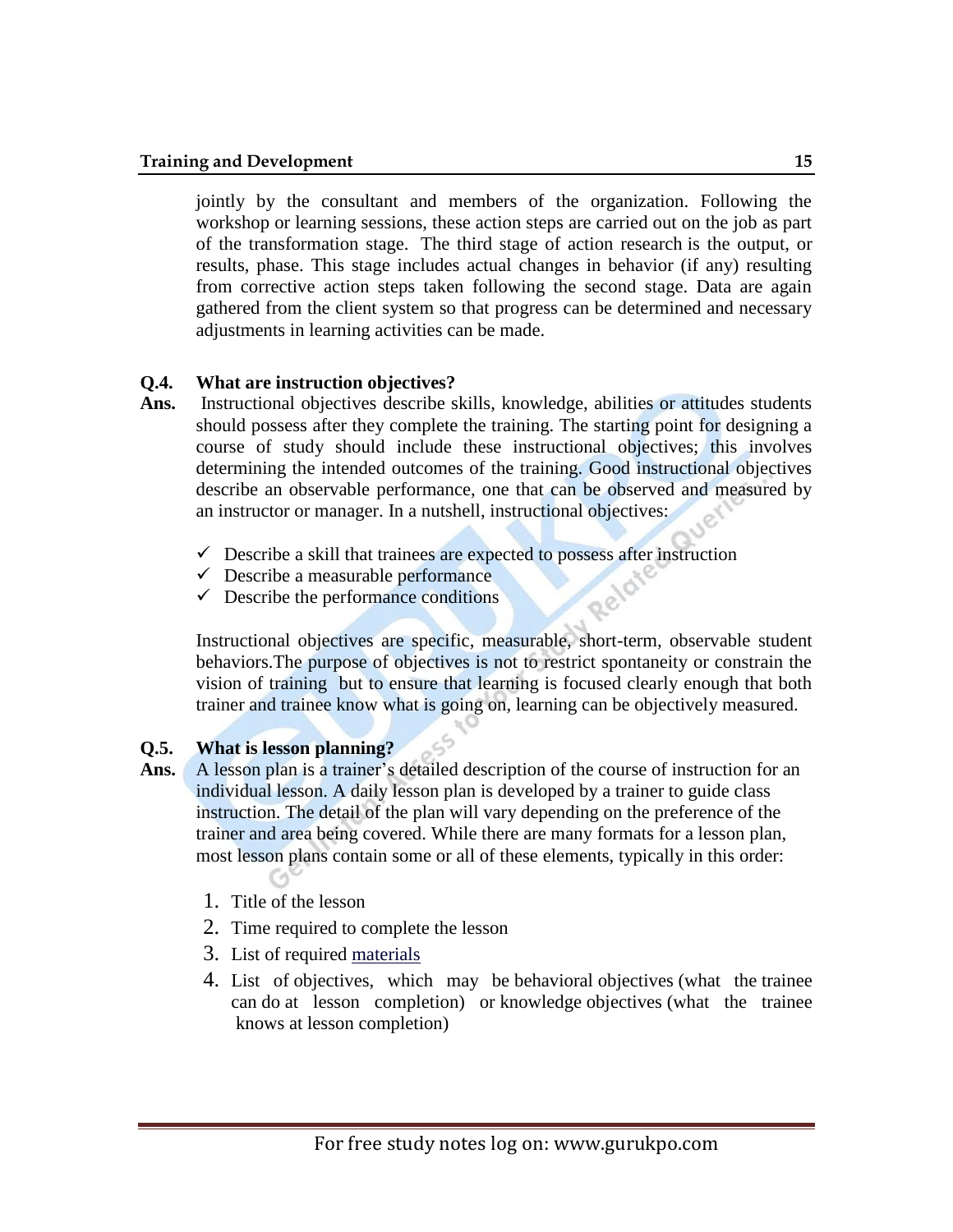jointly by the consultant and members of the organization. Following the workshop or learning sessions, these action steps are carried out on the job as part of the transformation stage. The third stage of action research is the output, or results, phase. This stage includes actual changes in behavior (if any) resulting from corrective action steps taken following the second stage. Data are again gathered from the client system so that progress can be determined and necessary adjustments in learning activities can be made.

**Q.4. What are instruction objectives?**

**Ans.** Instructional objectives describe skills, knowledge, abilities or attitudes students should possess after they complete the training. The starting point for designing a course of study should include these instructional objectives; this involves determining the intended outcomes of the training. Good instructional objectives describe an observable performance, one that can be observed and measured by an instructor or manager. In a nutshell, instructional objectives:

- ✓ Describe a skill that trainees are expected to possess after instruction
- ✓ Describe a measurable performance
- ✓ Describe the performance conditions

Instructional objectives are specific, measurable, short-term, observable student behaviors.The purpose of objectives is not to restrict spontaneity or constrain the vision of training but to ensure that learning is focused clearly enough that both trainer and trainee know what is going on, learning can be objectively measured.

**Q.5. What is lesson planning?**

**Ans.** A lesson plan is a trainer's detailed description of the course of instruction for an individual lesson. A daily lesson plan is developed by a trainer to guide class instruction. The detail of the plan will vary depending on the preference of the trainer and area being covered. While there are many formats for a lesson plan, most lesson plans contain some or all of these elements, typically in this order:

1. Title of the lesson
2. Time required to complete the lesson
3. List of required materials
4. List of objectives, which may be behavioral objectives (what the trainee can do at lesson completion) or knowledge objectives (what the trainee knows at lesson completion)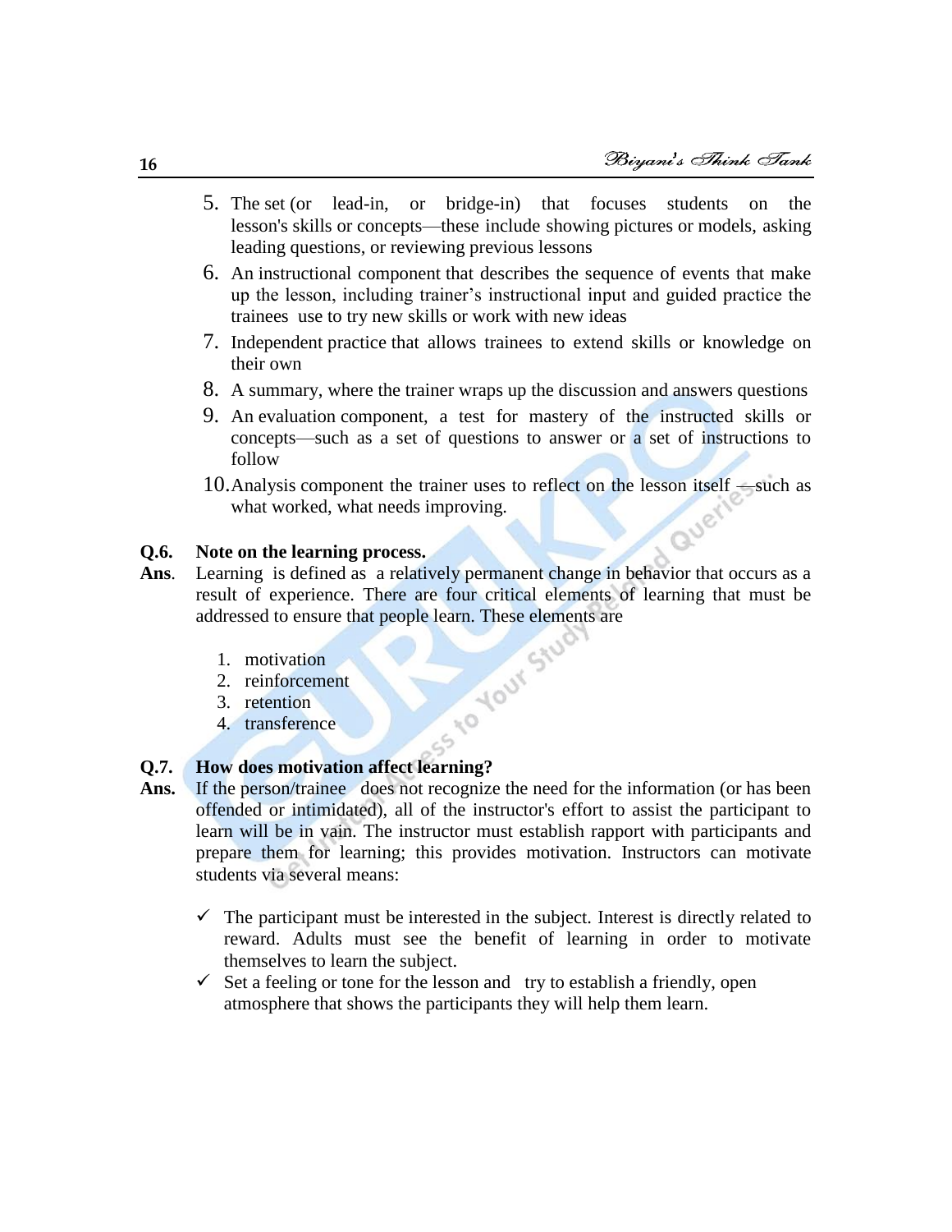5. The set (or lead-in, or bridge-in) that focuses students on the lesson's skills or concepts—these include showing pictures or models, asking leading questions, or reviewing previous lessons
6. An instructional component that describes the sequence of events that make up the lesson, including trainer's instructional input and guided practice the trainees use to try new skills or work with new ideas
7. Independent practice that allows trainees to extend skills or knowledge on their own
8. A summary, where the trainer wraps up the discussion and answers questions
9. An evaluation component, a test for mastery of the instructed skills or concepts—such as a set of questions to answer or a set of instructions to follow
10. Analysis component the trainer uses to reflect on the lesson itself —such as what worked, what needs improving.

**Q.6. Note on the learning process.**

**Ans.** Learning is defined as a relatively permanent change in behavior that occurs as a result of experience. There are four critical elements of learning that must be addressed to ensure that people learn. These elements are

1. motivation
2. reinforcement
3. retention
4. transference

**Q.7. How does motivation affect learning?**

**Ans.** If the person/trainee does not recognize the need for the information (or has been offended or intimidated), all of the instructor's effort to assist the participant to learn will be in vain. The instructor must establish rapport with participants and prepare them for learning; this provides motivation. Instructors can motivate students via several means:

- ✓ The participant must be interested in the subject. Interest is directly related to reward. Adults must see the benefit of learning in order to motivate themselves to learn the subject.
- ✓ Set a feeling or tone for the lesson and try to establish a friendly, open atmosphere that shows the participants they will help them learn.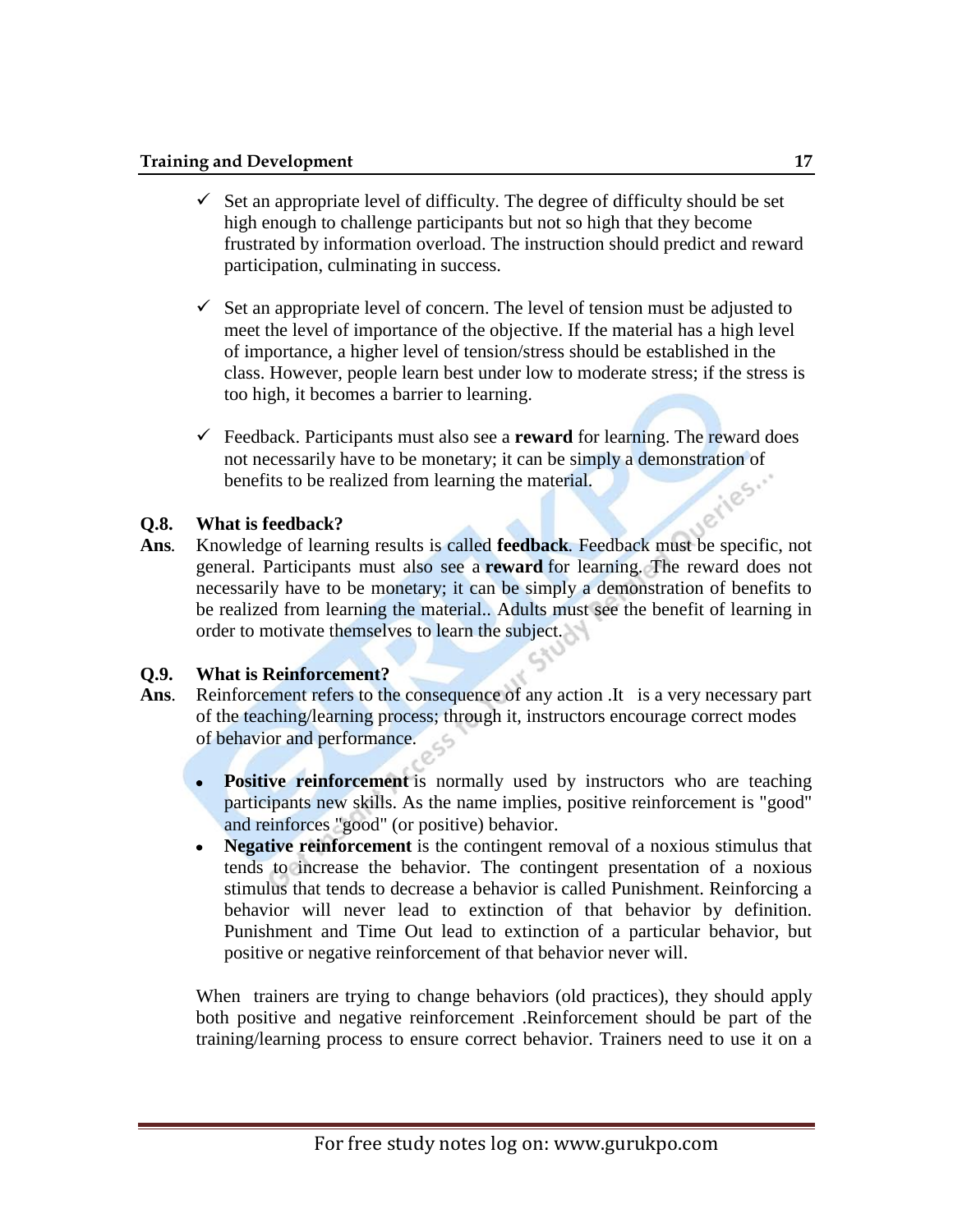- ✓ Set an appropriate level of difficulty. The degree of difficulty should be set high enough to challenge participants but not so high that they become frustrated by information overload. The instruction should predict and reward participation, culminating in success.

- ✓ Set an appropriate level of concern. The level of tension must be adjusted to meet the level of importance of the objective. If the material has a high level of importance, a higher level of tension/stress should be established in the class. However, people learn best under low to moderate stress; if the stress is too high, it becomes a barrier to learning.

- ✓ Feedback. Participants must also see a **reward** for learning. The reward does not necessarily have to be monetary; it can be simply a demonstration of benefits to be realized from learning the material.

**Q.8. What is feedback?**

**Ans.** Knowledge of learning results is called **feedback**. Feedback must be specific, not general. Participants must also see a **reward** for learning. The reward does not necessarily have to be monetary; it can be simply a demonstration of benefits to be realized from learning the material.. Adults must see the benefit of learning in order to motivate themselves to learn the subject.

**Q.9. What is Reinforcement?**

**Ans.** Reinforcement refers to the consequence of any action .It is a very necessary part of the teaching/learning process; through it, instructors encourage correct modes of behavior and performance.

- **Positive reinforcement** is normally used by instructors who are teaching participants new skills. As the name implies, positive reinforcement is "good" and reinforces "good" (or positive) behavior.
- **Negative reinforcement** is the contingent removal of a noxious stimulus that tends to increase the behavior. The contingent presentation of a noxious stimulus that tends to decrease a behavior is called Punishment. Reinforcing a behavior will never lead to extinction of that behavior by definition. Punishment and Time Out lead to extinction of a particular behavior, but positive or negative reinforcement of that behavior never will.

When trainers are trying to change behaviors (old practices), they should apply both positive and negative reinforcement .Reinforcement should be part of the training/learning process to ensure correct behavior. Trainers need to use it on a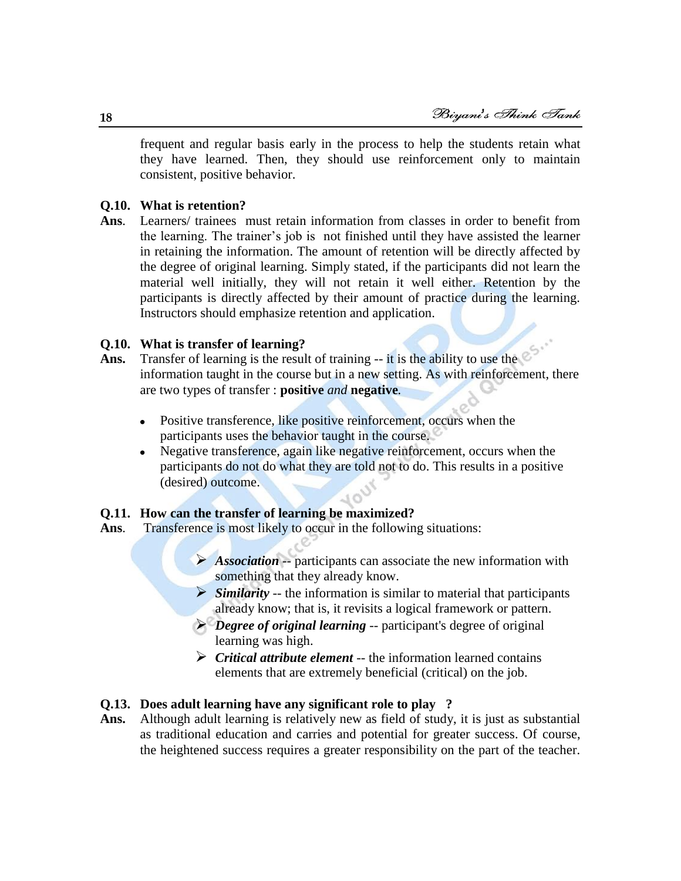frequent and regular basis early in the process to help the students retain what they have learned. Then, they should use reinforcement only to maintain consistent, positive behavior.

**Q.10. What is retention?**

**Ans.** Learners/ trainees must retain information from classes in order to benefit from the learning. The trainer's job is not finished until they have assisted the learner in retaining the information. The amount of retention will be directly affected by the degree of original learning. Simply stated, if the participants did not learn the material well initially, they will not retain it well either. Retention by the participants is directly affected by their amount of practice during the learning. Instructors should emphasize retention and application.

**Q.10. What is transfer of learning?**

**Ans.** Transfer of learning is the result of training -- it is the ability to use the information taught in the course but in a new setting. As with reinforcement, there are two types of transfer : **positive** *and* **negative**.

- Positive transference, like positive reinforcement, occurs when the participants uses the behavior taught in the course.
- Negative transference, again like negative reinforcement, occurs when the participants do not do what they are told not to do. This results in a positive (desired) outcome.

**Q.11. How can the transfer of learning be maximized?**

**Ans.** Transference is most likely to occur in the following situations:

- ***Association*** -- participants can associate the new information with something that they already know.
- ***Similarity*** -- the information is similar to material that participants already know; that is, it revisits a logical framework or pattern.
- ***Degree of original learning*** -- participant's degree of original learning was high.
- ***Critical attribute element*** -- the information learned contains elements that are extremely beneficial (critical) on the job.

**Q.13. Does adult learning have any significant role to play ?**

**Ans.** Although adult learning is relatively new as field of study, it is just as substantial as traditional education and carries and potential for greater success. Of course, the heightened success requires a greater responsibility on the part of the teacher.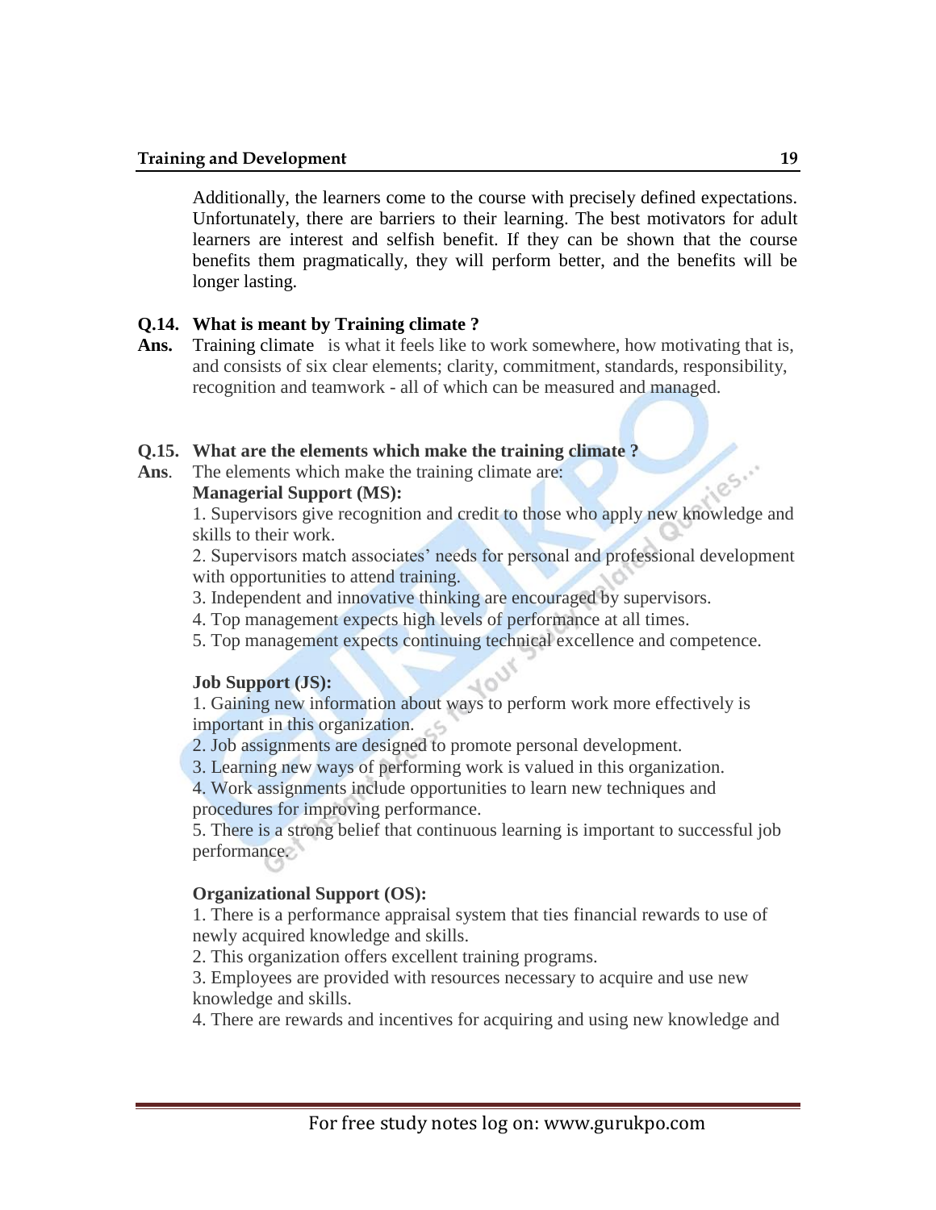Additionally, the learners come to the course with precisely defined expectations. Unfortunately, there are barriers to their learning. The best motivators for adult learners are interest and selfish benefit. If they can be shown that the course benefits them pragmatically, they will perform better, and the benefits will be longer lasting.

**Q.14. What is meant by Training climate ?**

**Ans.** Training climate is what it feels like to work somewhere, how motivating that is, and consists of six clear elements; clarity, commitment, standards, responsibility, recognition and teamwork - all of which can be measured and managed.

**Q.15. What are the elements which make the training climate ?**

**Ans.** The elements which make the training climate are:

**Managerial Support (MS):**

1. Supervisors give recognition and credit to those who apply new knowledge and skills to their work.
2. Supervisors match associates' needs for personal and professional development with opportunities to attend training.
3. Independent and innovative thinking are encouraged by supervisors.
4. Top management expects high levels of performance at all times.
5. Top management expects continuing technical excellence and competence.

**Job Support (JS):**

1. Gaining new information about ways to perform work more effectively is important in this organization.
2. Job assignments are designed to promote personal development.
3. Learning new ways of performing work is valued in this organization.
4. Work assignments include opportunities to learn new techniques and procedures for improving performance.
5. There is a strong belief that continuous learning is important to successful job performance.

**Organizational Support (OS):**

1. There is a performance appraisal system that ties financial rewards to use of newly acquired knowledge and skills.
2. This organization offers excellent training programs.
3. Employees are provided with resources necessary to acquire and use new knowledge and skills.
4. There are rewards and incentives for acquiring and using new knowledge and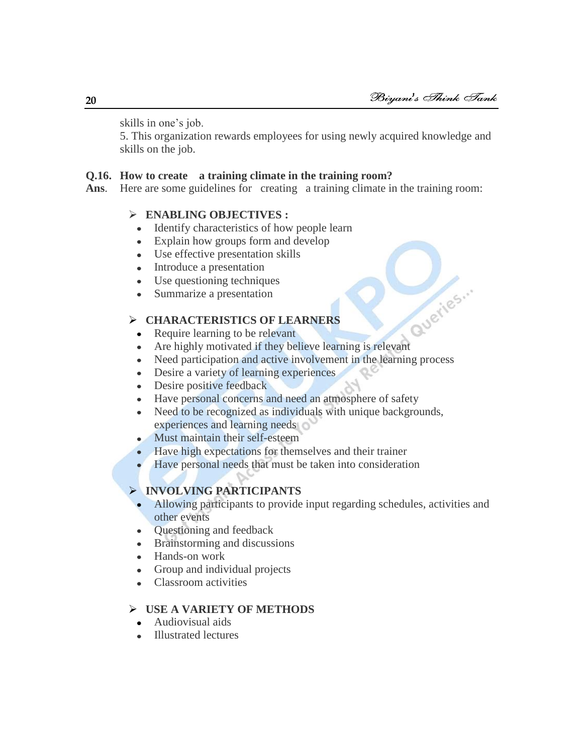skills in one's job.

5. This organization rewards employees for using newly acquired knowledge and skills on the job.

**Q.16. How to create a training climate in the training room?**

**Ans.** Here are some guidelines for creating a training climate in the training room:

- **ENABLING OBJECTIVES :**
  - Identify characteristics of how people learn
  - Explain how groups form and develop
  - Use effective presentation skills
  - Introduce a presentation
  - Use questioning techniques
  - Summarize a presentation

- **CHARACTERISTICS OF LEARNERS**
  - Require learning to be relevant
  - Are highly motivated if they believe learning is relevant
  - Need participation and active involvement in the learning process
  - Desire a variety of learning experiences
  - Desire positive feedback
  - Have personal concerns and need an atmosphere of safety
  - Need to be recognized as individuals with unique backgrounds, experiences and learning needs
  - Must maintain their self-esteem
  - Have high expectations for themselves and their trainer
  - Have personal needs that must be taken into consideration

- **INVOLVING PARTICIPANTS**
  - Allowing participants to provide input regarding schedules, activities and other events
  - Questioning and feedback
  - Brainstorming and discussions
  - Hands-on work
  - Group and individual projects
  - Classroom activities

- **USE A VARIETY OF METHODS**
  - Audiovisual aids
  - Illustrated lectures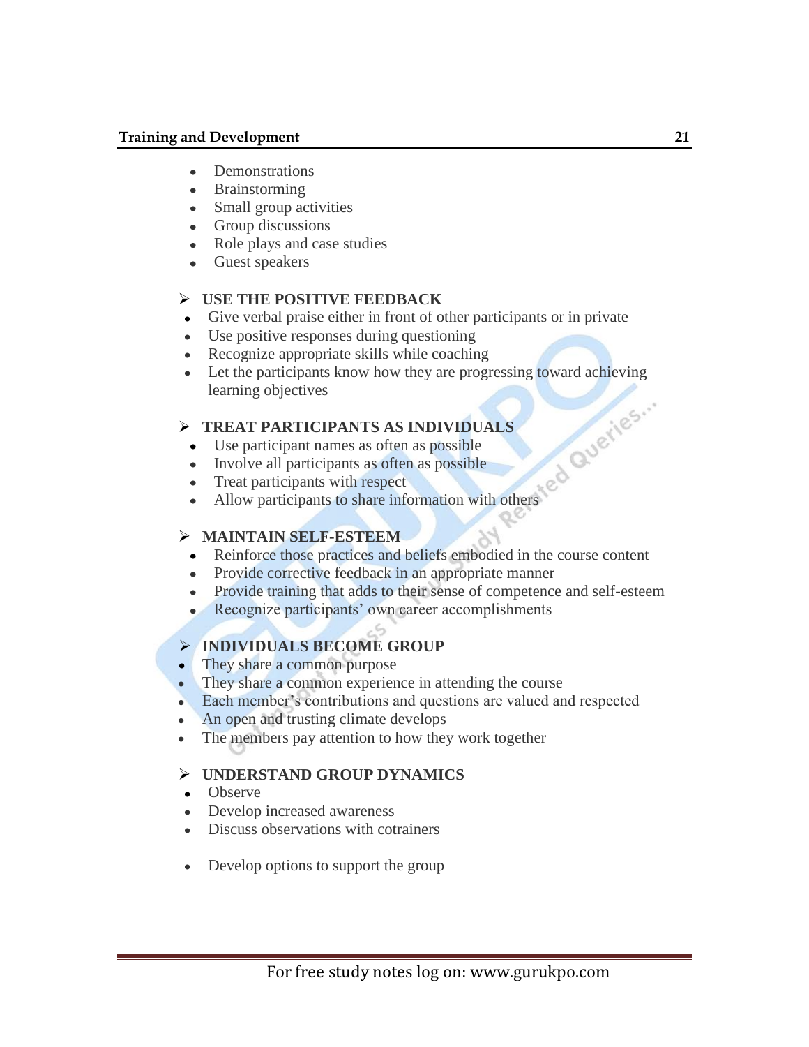- Demonstrations
- Brainstorming
- Small group activities
- Group discussions
- Role plays and case studies
- Guest speakers

**USE THE POSITIVE FEEDBACK**

- Give verbal praise either in front of other participants or in private
- Use positive responses during questioning
- Recognize appropriate skills while coaching
- Let the participants know how they are progressing toward achieving learning objectives

**TREAT PARTICIPANTS AS INDIVIDUALS**

- Use participant names as often as possible
- Involve all participants as often as possible
- Treat participants with respect
- Allow participants to share information with others

**MAINTAIN SELF-ESTEEM**

- Reinforce those practices and beliefs embodied in the course content
- Provide corrective feedback in an appropriate manner
- Provide training that adds to their sense of competence and self-esteem
- Recognize participants' own career accomplishments

**INDIVIDUALS BECOME GROUP**

- They share a common purpose
- They share a common experience in attending the course
- Each member's contributions and questions are valued and respected
- An open and trusting climate develops
- The members pay attention to how they work together

**UNDERSTAND GROUP DYNAMICS**

- Observe
- Develop increased awareness
- Discuss observations with cotrainers
- Develop options to support the group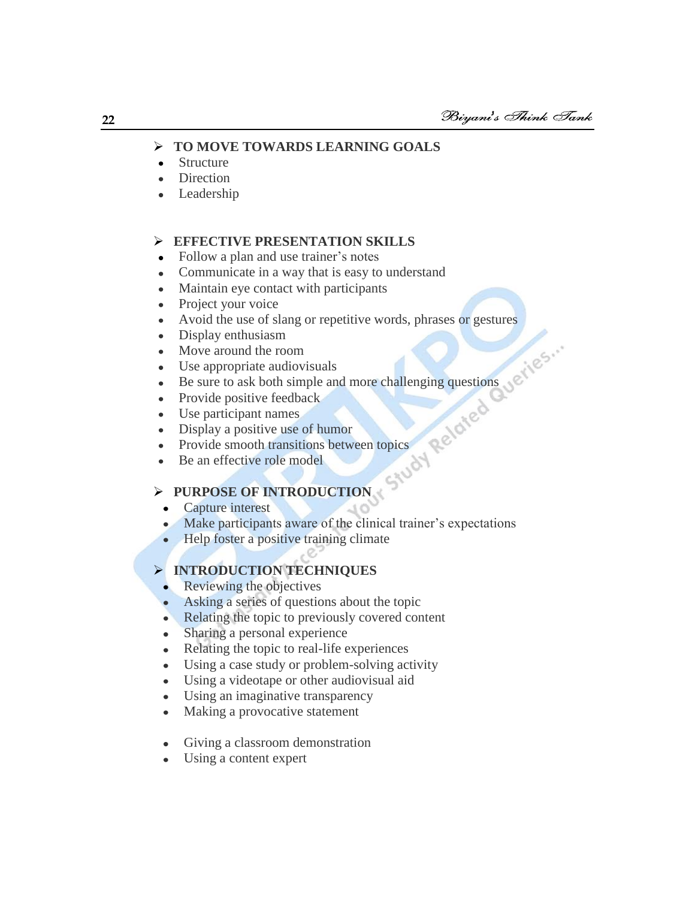## ➢ TO MOVE TOWARDS LEARNING GOALS

- Structure
- Direction
- Leadership

## ➢ EFFECTIVE PRESENTATION SKILLS

- Follow a plan and use trainer's notes
- Communicate in a way that is easy to understand
- Maintain eye contact with participants
- Project your voice
- Avoid the use of slang or repetitive words, phrases or gestures
- Display enthusiasm
- Move around the room
- Use appropriate audiovisuals
- Be sure to ask both simple and more challenging questions
- Provide positive feedback
- Use participant names
- Display a positive use of humor
- Provide smooth transitions between topics
- Be an effective role model

## ➢ PURPOSE OF INTRODUCTION

- Capture interest
- Make participants aware of the clinical trainer's expectations
- Help foster a positive training climate

## ➢ INTRODUCTION TECHNIQUES

- Reviewing the objectives
- Asking a series of questions about the topic
- Relating the topic to previously covered content
- Sharing a personal experience
- Relating the topic to real-life experiences
- Using a case study or problem-solving activity
- Using a videotape or other audiovisual aid
- Using an imaginative transparency
- Making a provocative statement
- Giving a classroom demonstration
- Using a content expert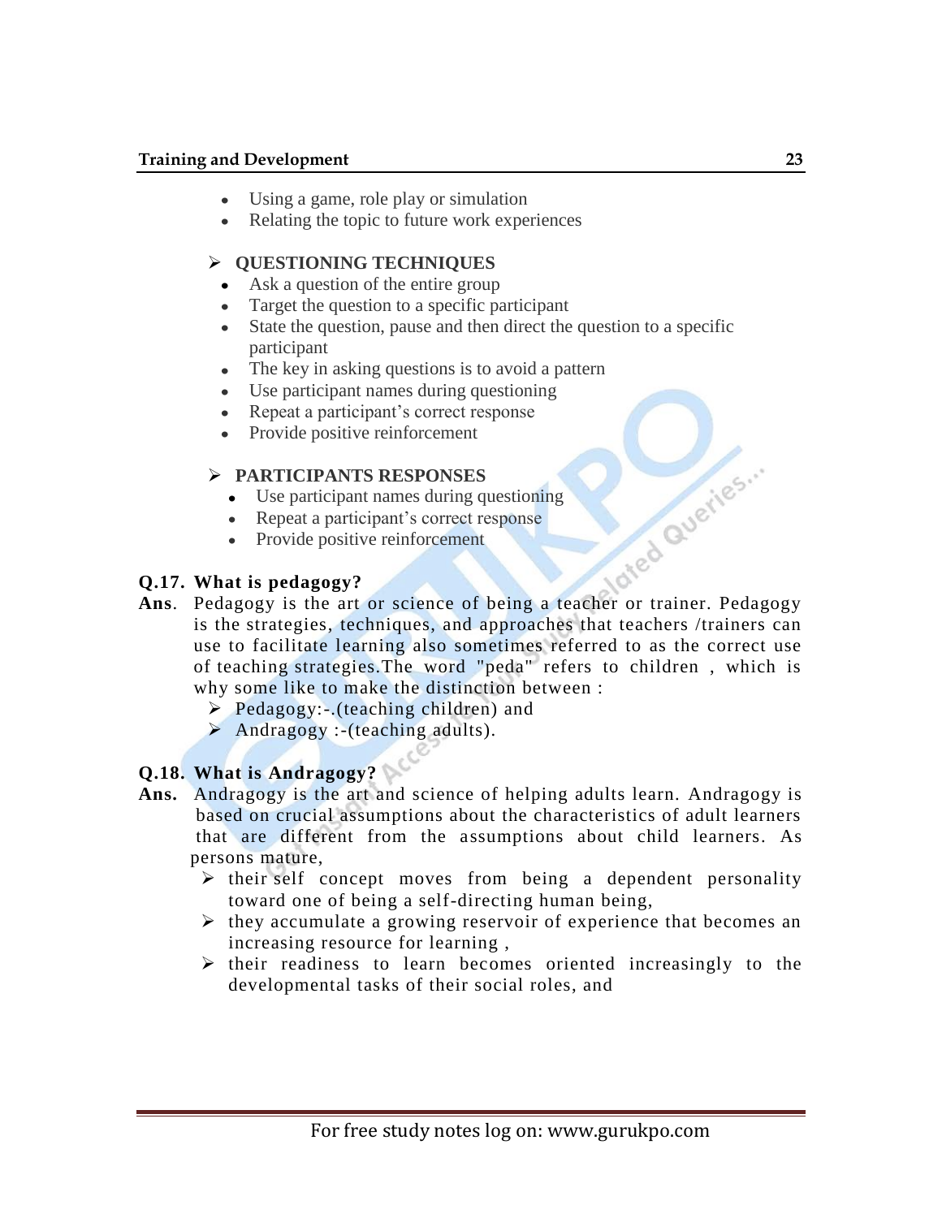- Using a game, role play or simulation
- Relating the topic to future work experiences

### QUESTIONING TECHNIQUES

- Ask a question of the entire group
- Target the question to a specific participant
- State the question, pause and then direct the question to a specific participant
- The key in asking questions is to avoid a pattern
- Use participant names during questioning
- Repeat a participant's correct response
- Provide positive reinforcement

### PARTICIPANTS RESPONSES

- Use participant names during questioning
- Repeat a participant's correct response
- Provide positive reinforcement

**Q.17. What is pedagogy?**

**Ans**. Pedagogy is the art or science of being a teacher or trainer. Pedagogy is the strategies, techniques, and approaches that teachers /trainers can use to facilitate learning also sometimes referred to as the correct use of teaching strategies.The word "peda" refers to children , which is why some like to make the distinction between :

- Pedagogy:-.(teaching children) and
- Andragogy :-(teaching adults).

**Q.18. What is Andragogy?**

**Ans.** Andragogy is the art and science of helping adults learn. Andragogy is based on crucial assumptions about the characteristics of adult learners that are different from the assumptions about child learners. As persons mature,

- their self concept moves from being a dependent personality toward one of being a self-directing human being,
- they accumulate a growing reservoir of experience that becomes an increasing resource for learning ,
- their readiness to learn becomes oriented increasingly to the developmental tasks of their social roles, and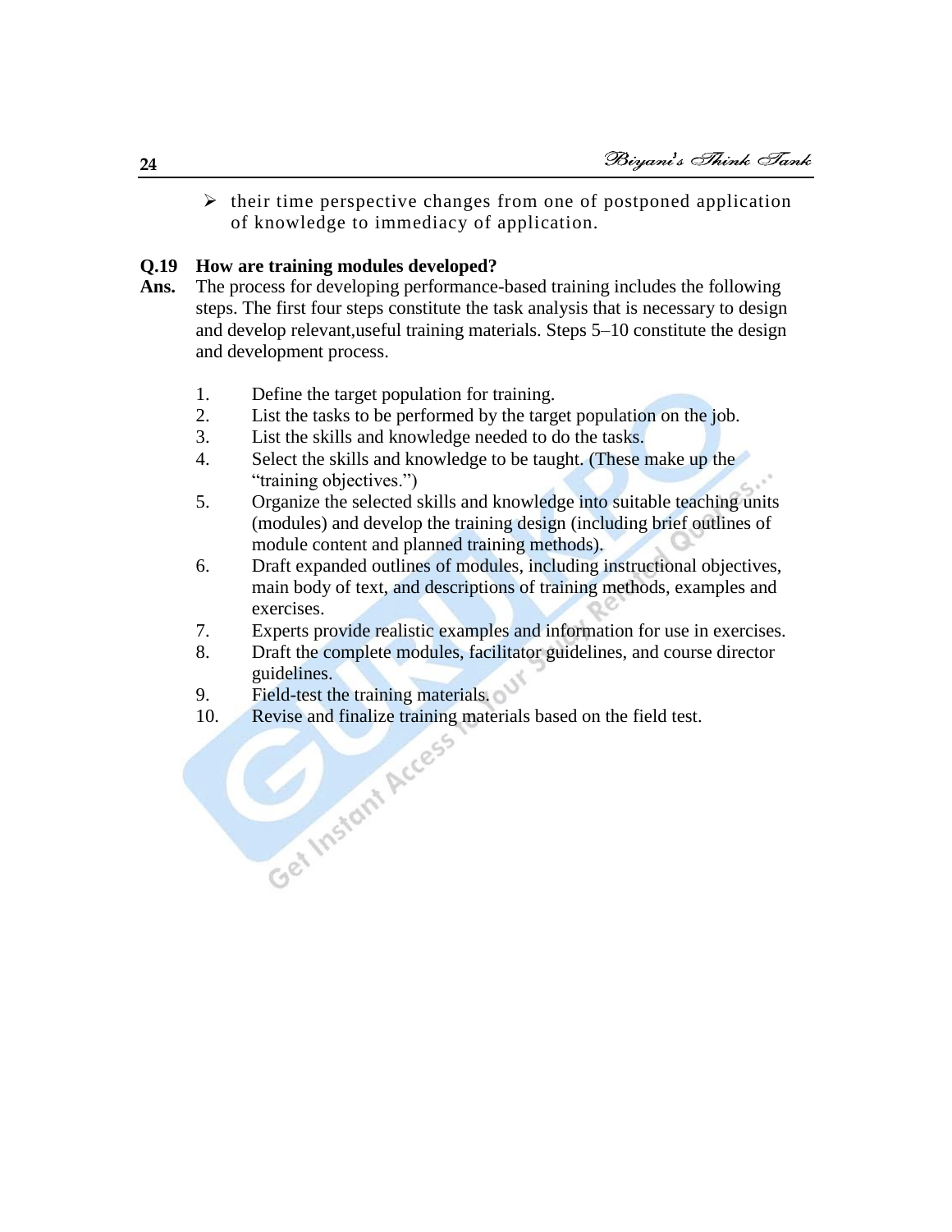- their time perspective changes from one of postponed application of knowledge to immediacy of application.

**Q.19 How are training modules developed?**

**Ans.** The process for developing performance-based training includes the following steps. The first four steps constitute the task analysis that is necessary to design and develop relevant,useful training materials. Steps 5–10 constitute the design and development process.

1. Define the target population for training.
2. List the tasks to be performed by the target population on the job.
3. List the skills and knowledge needed to do the tasks.
4. Select the skills and knowledge to be taught. (These make up the "training objectives.")
5. Organize the selected skills and knowledge into suitable teaching units (modules) and develop the training design (including brief outlines of module content and planned training methods).
6. Draft expanded outlines of modules, including instructional objectives, main body of text, and descriptions of training methods, examples and exercises.
7. Experts provide realistic examples and information for use in exercises.
8. Draft the complete modules, facilitator guidelines, and course director guidelines.
9. Field-test the training materials.
10. Revise and finalize training materials based on the field test.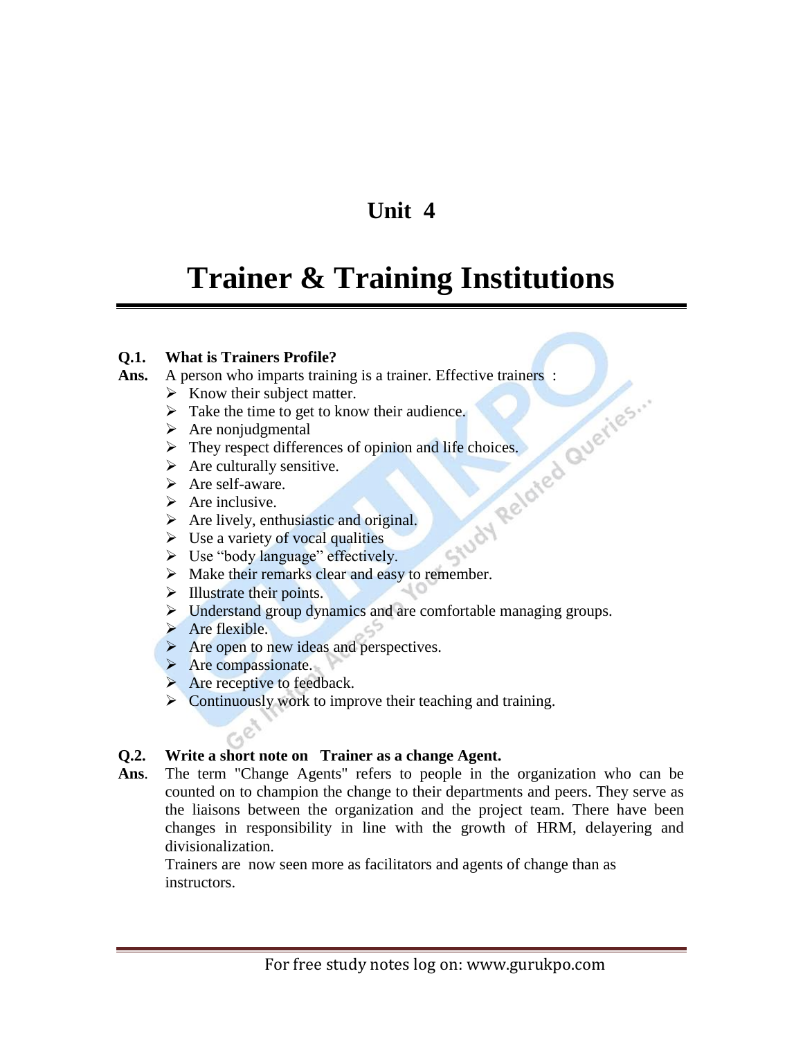# Unit 4

# Trainer & Training Institutions

**Q.1. What is Trainers Profile?**

**Ans.** A person who imparts training is a trainer. Effective trainers :

- Know their subject matter.
- Take the time to get to know their audience.
- Are nonjudgmental
- They respect differences of opinion and life choices.
- Are culturally sensitive.
- Are self-aware.
- Are inclusive.
- Are lively, enthusiastic and original.
- Use a variety of vocal qualities
- Use "body language" effectively.
- Make their remarks clear and easy to remember.
- Illustrate their points.
- Understand group dynamics and are comfortable managing groups.
- Are flexible.
- Are open to new ideas and perspectives.
- Are compassionate.
- Are receptive to feedback.
- Continuously work to improve their teaching and training.

**Q.2. Write a short note on Trainer as a change Agent.**

**Ans**. The term "Change Agents" refers to people in the organization who can be counted on to champion the change to their departments and peers. They serve as the liaisons between the organization and the project team. There have been changes in responsibility in line with the growth of HRM, delayering and divisionalization.

Trainers are now seen more as facilitators and agents of change than as instructors.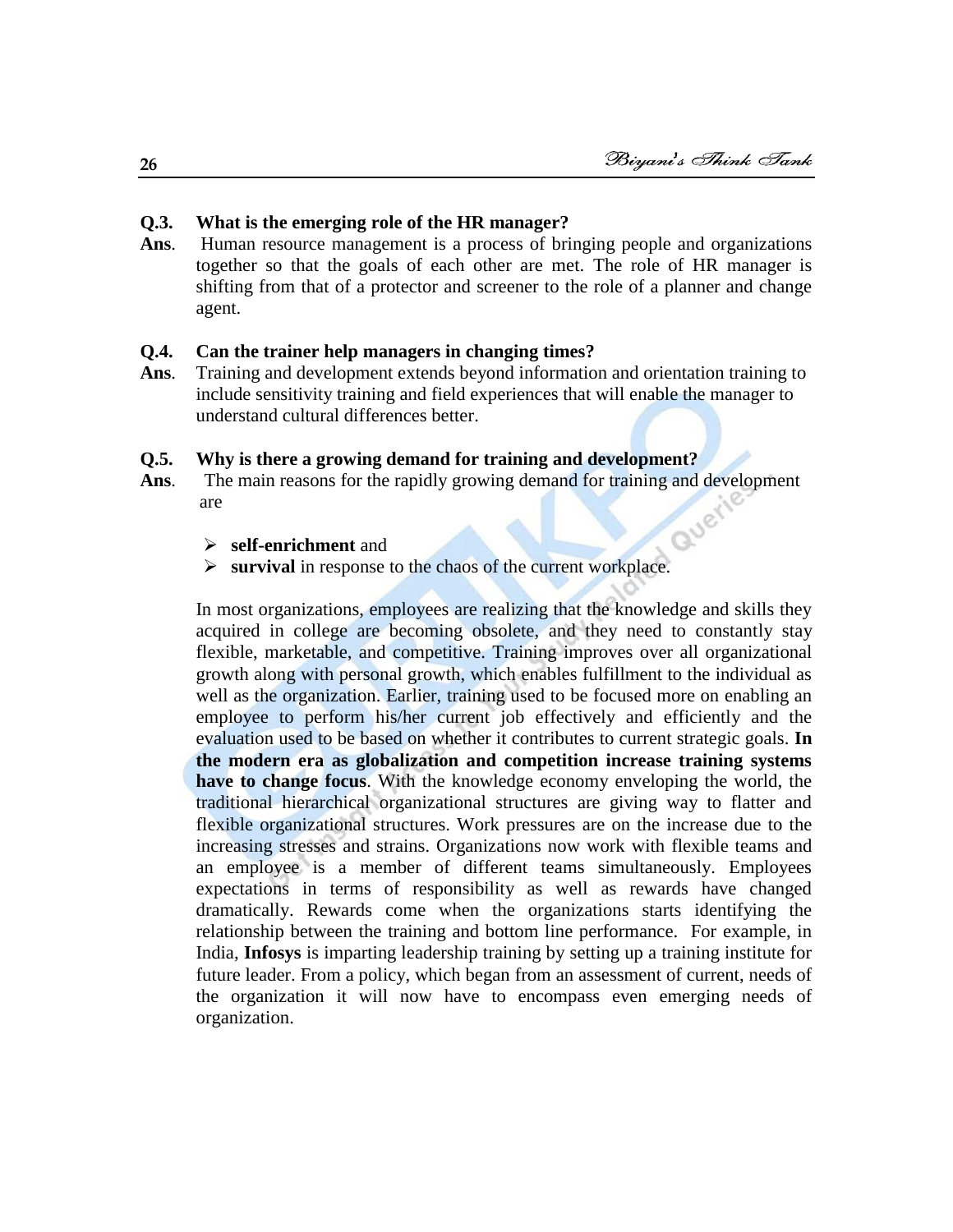**Q.3. What is the emerging role of the HR manager?**

**Ans**. Human resource management is a process of bringing people and organizations together so that the goals of each other are met. The role of HR manager is shifting from that of a protector and screener to the role of a planner and change agent.

**Q.4. Can the trainer help managers in changing times?**

**Ans**. Training and development extends beyond information and orientation training to include sensitivity training and field experiences that will enable the manager to understand cultural differences better.

**Q.5. Why is there a growing demand for training and development?**

**Ans**. The main reasons for the rapidly growing demand for training and development are

- **self-enrichment** and
- **survival** in response to the chaos of the current workplace.

In most organizations, employees are realizing that the knowledge and skills they acquired in college are becoming obsolete, and they need to constantly stay flexible, marketable, and competitive. Training improves over all organizational growth along with personal growth, which enables fulfillment to the individual as well as the organization. Earlier, training used to be focused more on enabling an employee to perform his/her current job effectively and efficiently and the evaluation used to be based on whether it contributes to current strategic goals. **In the modern era as globalization and competition increase training systems have to change focus**. With the knowledge economy enveloping the world, the traditional hierarchical organizational structures are giving way to flatter and flexible organizational structures. Work pressures are on the increase due to the increasing stresses and strains. Organizations now work with flexible teams and an employee is a member of different teams simultaneously. Employees expectations in terms of responsibility as well as rewards have changed dramatically. Rewards come when the organizations starts identifying the relationship between the training and bottom line performance. For example, in India, **Infosys** is imparting leadership training by setting up a training institute for future leader. From a policy, which began from an assessment of current, needs of the organization it will now have to encompass even emerging needs of organization.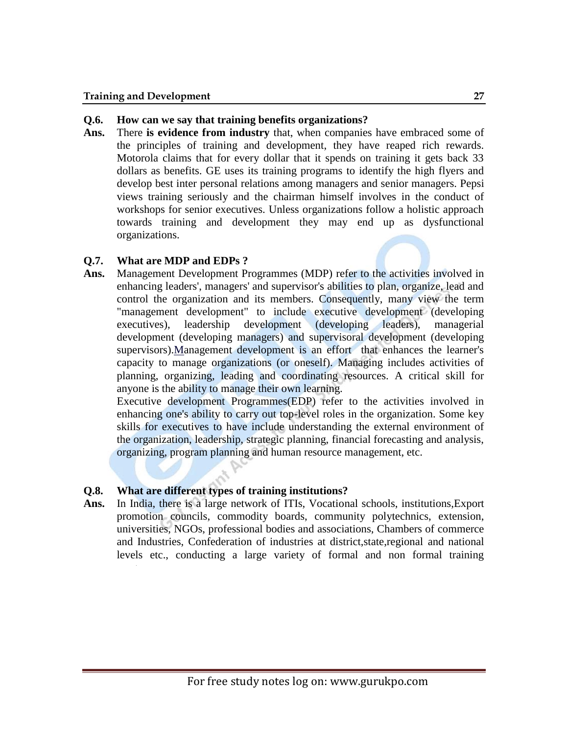**Q.6. How can we say that training benefits organizations?**

**Ans.** There **is evidence from industry** that, when companies have embraced some of the principles of training and development, they have reaped rich rewards. Motorola claims that for every dollar that it spends on training it gets back 33 dollars as benefits. GE uses its training programs to identify the high flyers and develop best inter personal relations among managers and senior managers. Pepsi views training seriously and the chairman himself involves in the conduct of workshops for senior executives. Unless organizations follow a holistic approach towards training and development they may end up as dysfunctional organizations.

**Q.7. What are MDP and EDPs ?**

**Ans.** Management Development Programmes (MDP) refer to the activities involved in enhancing leaders', managers' and supervisor's abilities to plan, organize, lead and control the organization and its members. Consequently, many view the term "management development" to include executive development (developing executives), leadership development (developing leaders), managerial development (developing managers) and supervisoral development (developing supervisors).Management development is an effort that enhances the learner's capacity to manage organizations (or oneself). Managing includes activities of planning, organizing, leading and coordinating resources. A critical skill for anyone is the ability to manage their own learning.

Executive development Programmes(EDP) refer to the activities involved in enhancing one's ability to carry out top-level roles in the organization. Some key skills for executives to have include understanding the external environment of the organization, leadership, strategic planning, financial forecasting and analysis, organizing, program planning and human resource management, etc.

**Q.8. What are different types of training institutions?**

**Ans.** In India, there is a large network of ITIs, Vocational schools, institutions,Export promotion councils, commodity boards, community polytechnics, extension, universities, NGOs, professional bodies and associations, Chambers of commerce and Industries, Confederation of industries at district,state,regional and national levels etc., conducting a large variety of formal and non formal training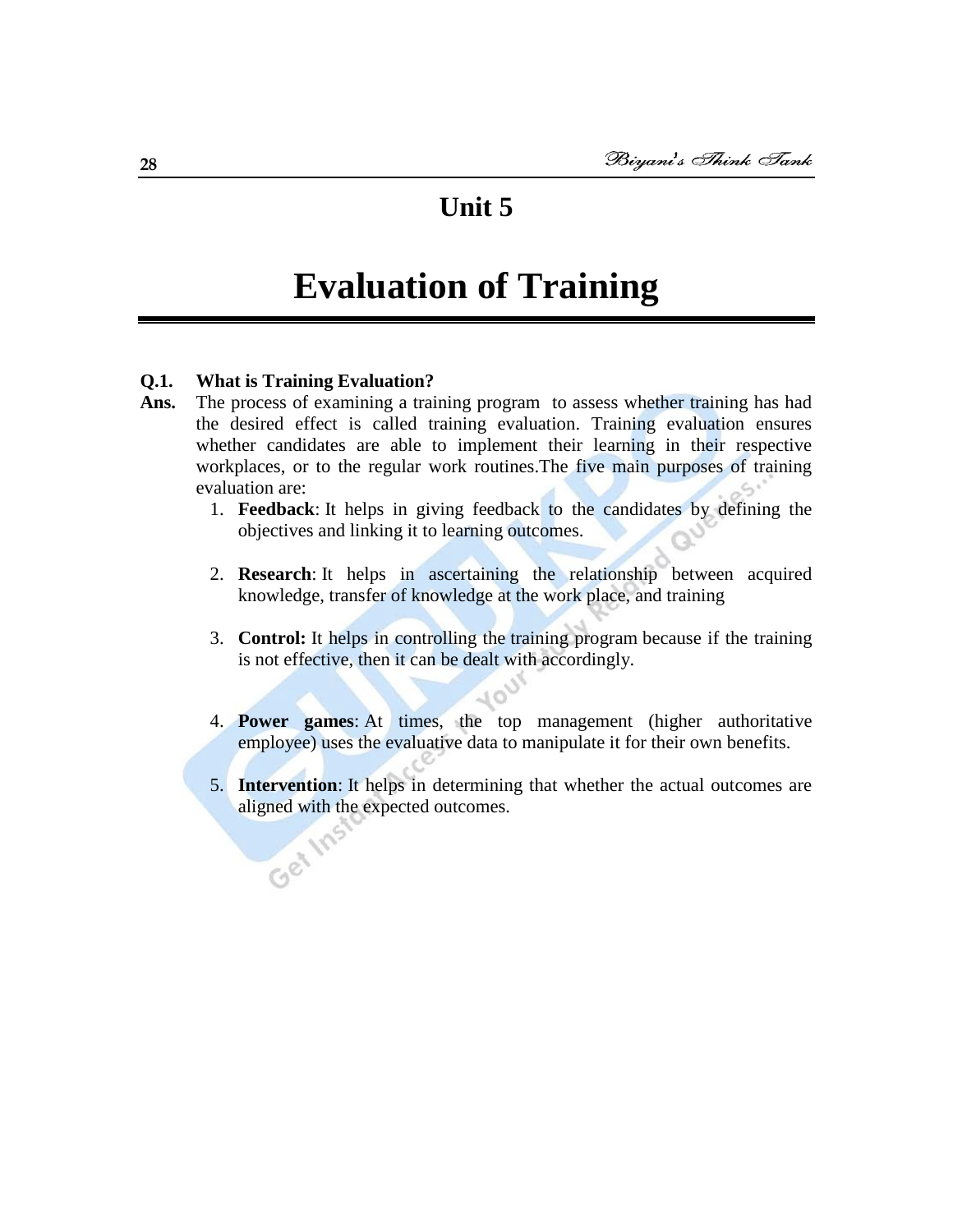# Unit 5

# Evaluation of Training

**Q.1. What is Training Evaluation?**

**Ans.** The process of examining a training program to assess whether training has had the desired effect is called training evaluation. Training evaluation ensures whether candidates are able to implement their learning in their respective workplaces, or to the regular work routines.The five main purposes of training evaluation are:

1. **Feedback**: It helps in giving feedback to the candidates by defining the objectives and linking it to learning outcomes.

2. **Research**: It helps in ascertaining the relationship between acquired knowledge, transfer of knowledge at the work place, and training

3. **Control:** It helps in controlling the training program because if the training is not effective, then it can be dealt with accordingly.

4. **Power games**: At times, the top management (higher authoritative employee) uses the evaluative data to manipulate it for their own benefits.

5. **Intervention**: It helps in determining that whether the actual outcomes are aligned with the expected outcomes.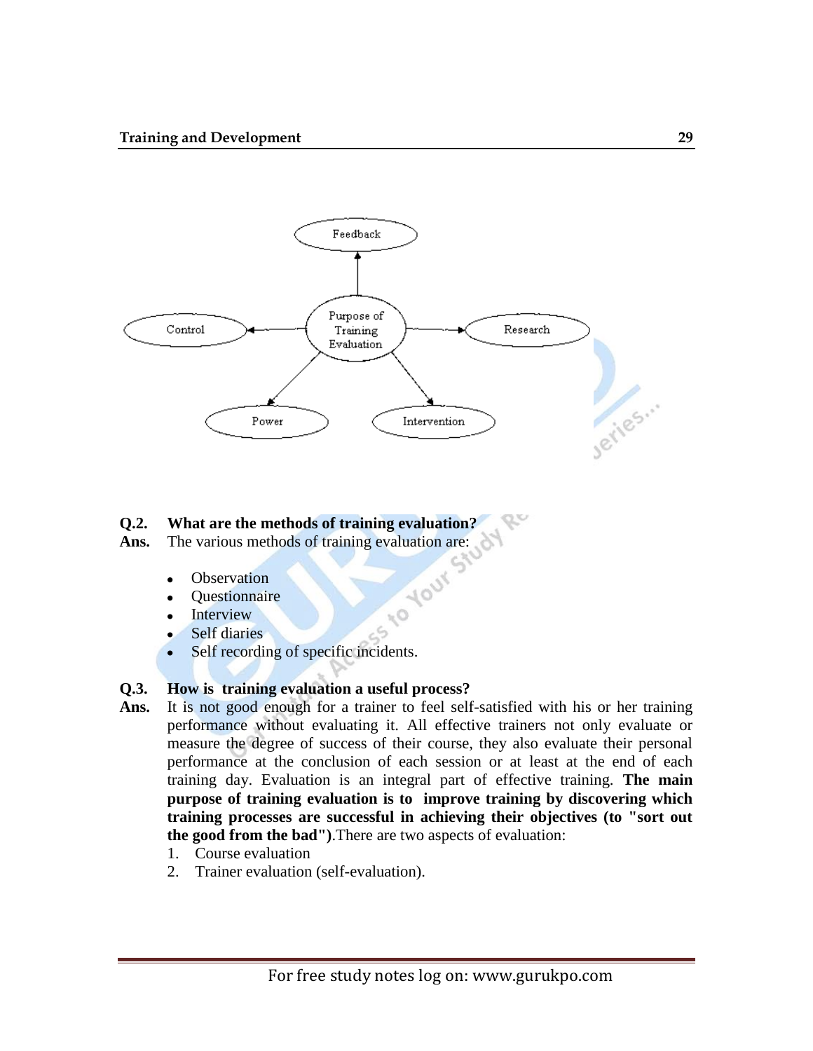Feedback

Control ← Purpose of Training Evaluation → Research

Power

Intervention

**Q.2. What are the methods of training evaluation?**

**Ans.** The various methods of training evaluation are:

- Observation
- Questionnaire
- Interview
- Self diaries
- Self recording of specific incidents.

**Q.3. How is training evaluation a useful process?**

**Ans.** It is not good enough for a trainer to feel self-satisfied with his or her training performance without evaluating it. All effective trainers not only evaluate or measure the degree of success of their course, they also evaluate their personal performance at the conclusion of each session or at least at the end of each training day. Evaluation is an integral part of effective training. **The main purpose of training evaluation is to improve training by discovering which training processes are successful in achieving their objectives (to "sort out the good from the bad")**.There are two aspects of evaluation:

1. Course evaluation
2. Trainer evaluation (self-evaluation).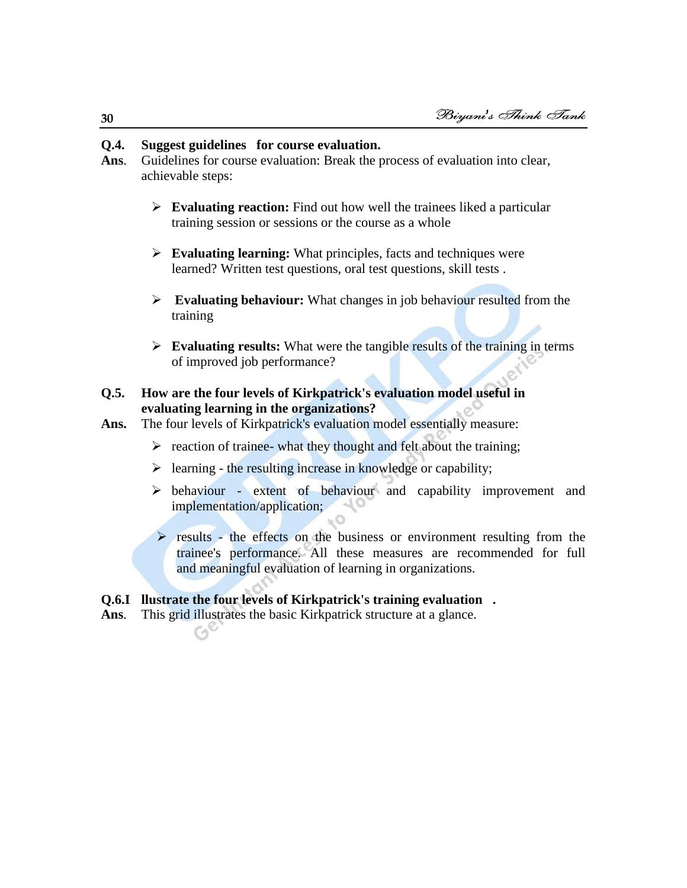**Q.4. Suggest guidelines for course evaluation.**

**Ans.** Guidelines for course evaluation: Break the process of evaluation into clear, achievable steps:

- **Evaluating reaction:** Find out how well the trainees liked a particular training session or sessions or the course as a whole
- **Evaluating learning:** What principles, facts and techniques were learned? Written test questions, oral test questions, skill tests .
- **Evaluating behaviour:** What changes in job behaviour resulted from the training
- **Evaluating results:** What were the tangible results of the training in terms of improved job performance?

**Q.5. How are the four levels of Kirkpatrick's evaluation model useful in evaluating learning in the organizations?**

**Ans.** The four levels of Kirkpatrick's evaluation model essentially measure:

- reaction of trainee- what they thought and felt about the training;
- learning - the resulting increase in knowledge or capability;
- behaviour - extent of behaviour and capability improvement and implementation/application;
- results - the effects on the business or environment resulting from the trainee's performance. All these measures are recommended for full and meaningful evaluation of learning in organizations.

**Q.6.I llustrate the four levels of Kirkpatrick's training evaluation .**

**Ans.** This grid illustrates the basic Kirkpatrick structure at a glance.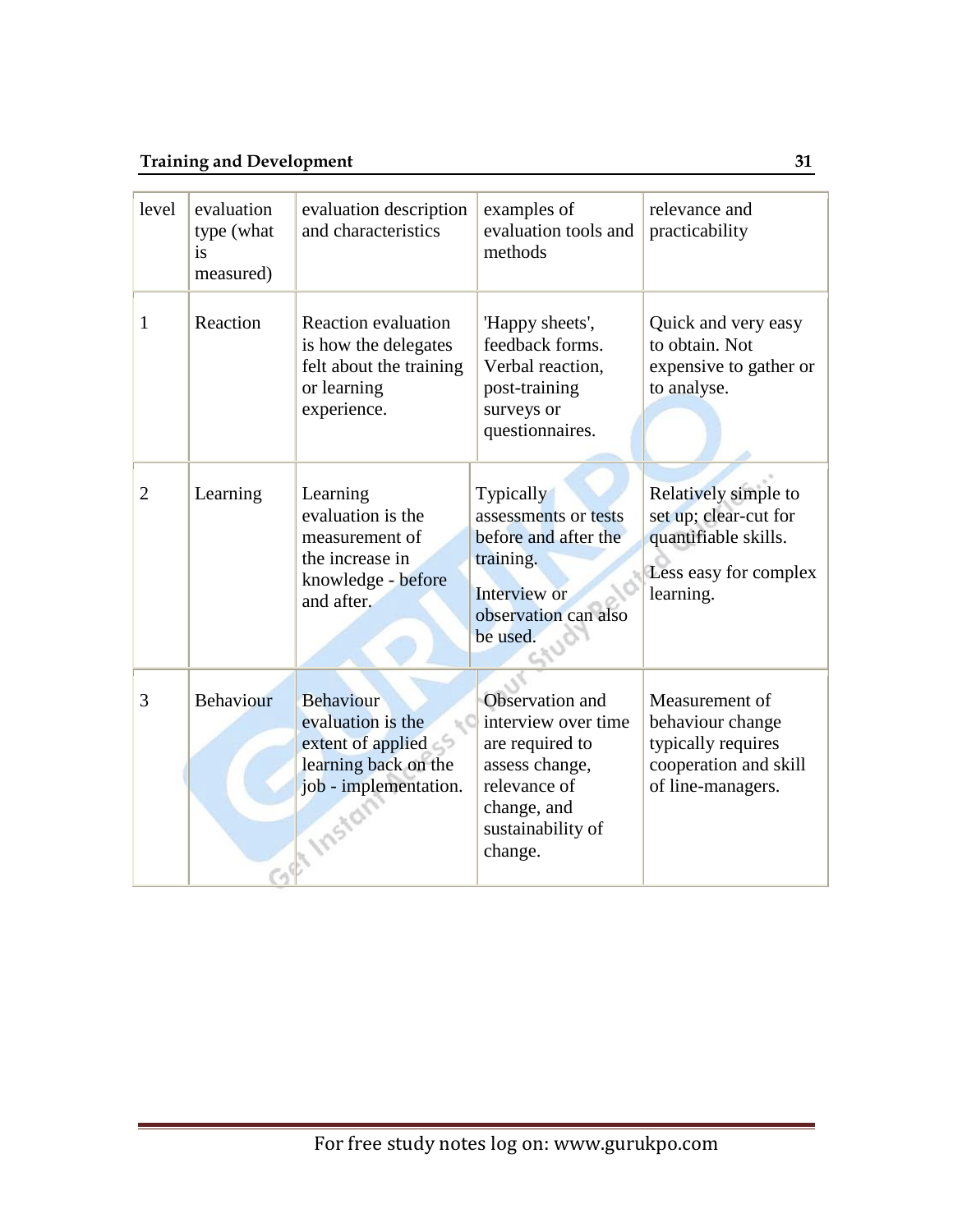| level | evaluation type (what is measured) | evaluation description and characteristics | examples of evaluation tools and methods | relevance and practicability |
|---|---|---|---|---|
| 1 | Reaction | Reaction evaluation is how the delegates felt about the training or learning experience. | 'Happy sheets', feedback forms. Verbal reaction, post-training surveys or questionnaires. | Quick and very easy to obtain. Not expensive to gather or to analyse. |
| 2 | Learning | Learning evaluation is the measurement of the increase in knowledge - before and after. | Typically assessments or tests before and after the training. Interview or observation can also be used. | Relatively simple to set up; clear-cut for quantifiable skills. Less easy for complex learning. |
| 3 | Behaviour | Behaviour evaluation is the extent of applied learning back on the job - implementation. | Observation and interview over time are required to assess change, relevance of change, and sustainability of change. | Measurement of behaviour change typically requires cooperation and skill of line-managers. |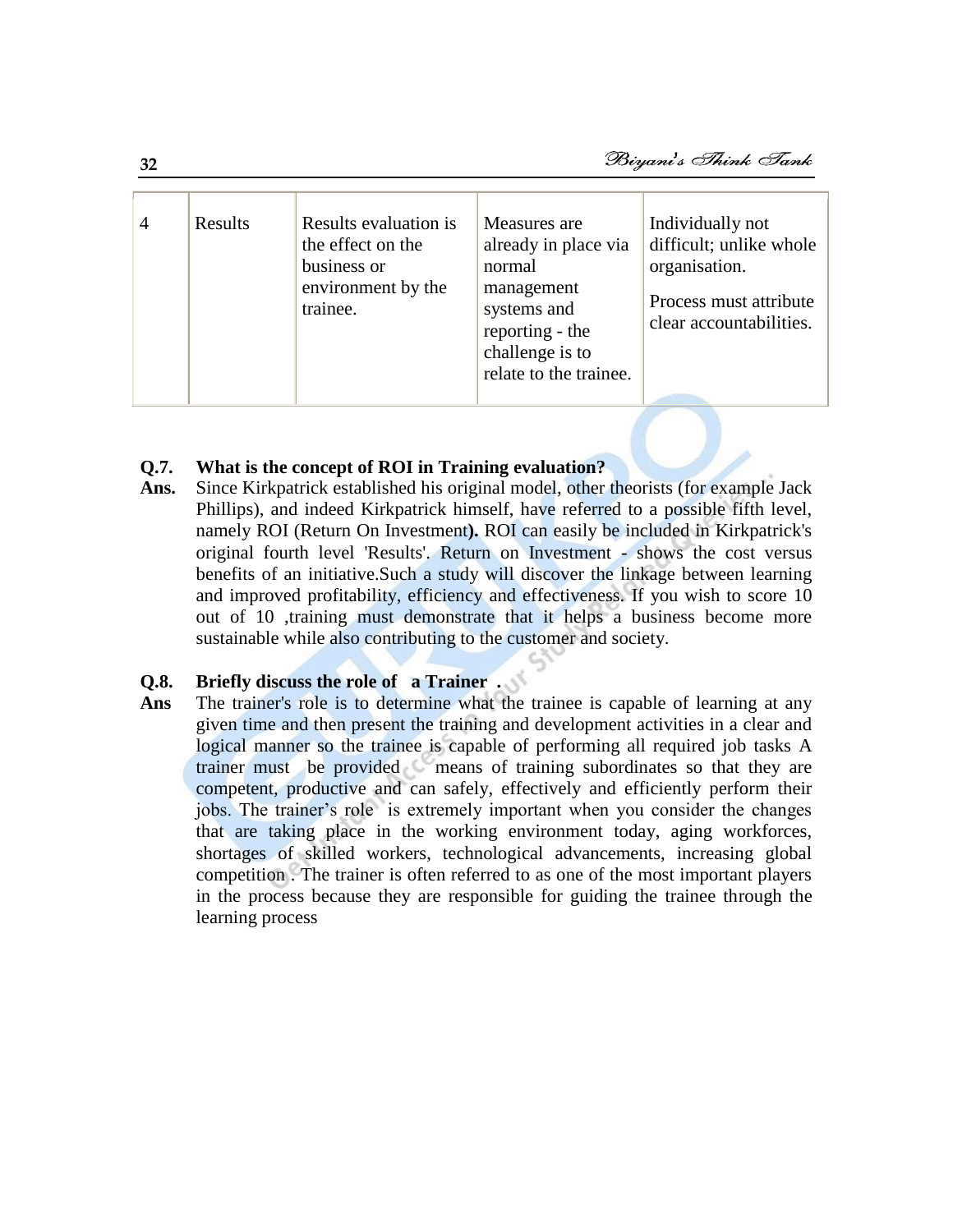| 4 | Results | Results evaluation is the effect on the business or environment by the trainee. | Measures are already in place via normal management systems and reporting - the challenge is to relate to the trainee. | Individually not difficult; unlike whole organisation.<br><br>Process must attribute clear accountabilities. |
|---|---|---|---|---|

**Q.7. What is the concept of ROI in Training evaluation?**

**Ans.** Since Kirkpatrick established his original model, other theorists (for example Jack Phillips), and indeed Kirkpatrick himself, have referred to a possible fifth level, namely ROI (Return On Investment**).** ROI can easily be included in Kirkpatrick's original fourth level 'Results'. Return on Investment - shows the cost versus benefits of an initiative.Such a study will discover the linkage between learning and improved profitability, efficiency and effectiveness. If you wish to score 10 out of 10 ,training must demonstrate that it helps a business become more sustainable while also contributing to the customer and society.

**Q.8. Briefly discuss the role of a Trainer .**

**Ans** The trainer's role is to determine what the trainee is capable of learning at any given time and then present the training and development activities in a clear and logical manner so the trainee is capable of performing all required job tasks A trainer must be provided means of training subordinates so that they are competent, productive and can safely, effectively and efficiently perform their jobs. The trainer's role is extremely important when you consider the changes that are taking place in the working environment today, aging workforces, shortages of skilled workers, technological advancements, increasing global competition . The trainer is often referred to as one of the most important players in the process because they are responsible for guiding the trainee through the learning process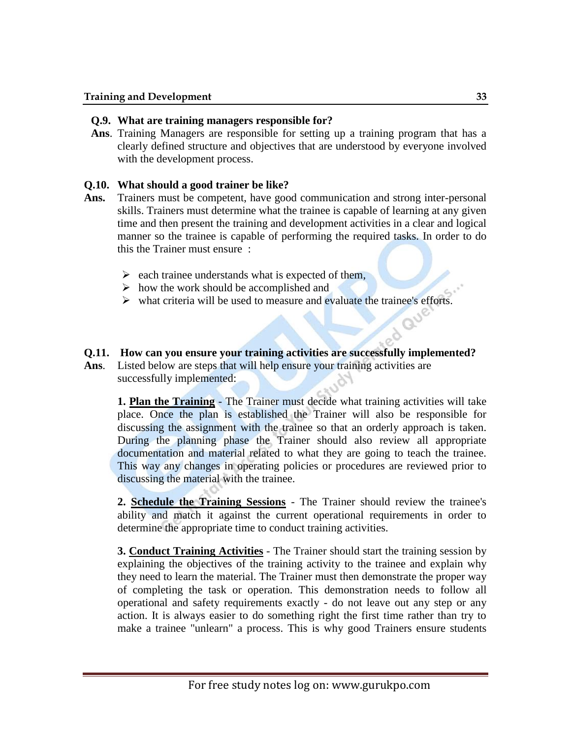**Q.9. What are training managers responsible for?**

**Ans**. Training Managers are responsible for setting up a training program that has a clearly defined structure and objectives that are understood by everyone involved with the development process.

**Q.10. What should a good trainer be like?**

**Ans.** Trainers must be competent, have good communication and strong inter-personal skills. Trainers must determine what the trainee is capable of learning at any given time and then present the training and development activities in a clear and logical manner so the trainee is capable of performing the required tasks. In order to do this the Trainer must ensure :

- each trainee understands what is expected of them,
- how the work should be accomplished and
- what criteria will be used to measure and evaluate the trainee's efforts.

**Q.11. How can you ensure your training activities are successfully implemented?**

**Ans**. Listed below are steps that will help ensure your training activities are successfully implemented:

**1. <u>Plan the Training</u>** - The Trainer must decide what training activities will take place. Once the plan is established the Trainer will also be responsible for discussing the assignment with the trainee so that an orderly approach is taken. During the planning phase the Trainer should also review all appropriate documentation and material related to what they are going to teach the trainee. This way any changes in operating policies or procedures are reviewed prior to discussing the material with the trainee.

**2. <u>Schedule the Training Sessions</u>** - The Trainer should review the trainee's ability and match it against the current operational requirements in order to determine the appropriate time to conduct training activities.

**3. <u>Conduct Training Activities</u>** - The Trainer should start the training session by explaining the objectives of the training activity to the trainee and explain why they need to learn the material. The Trainer must then demonstrate the proper way of completing the task or operation. This demonstration needs to follow all operational and safety requirements exactly - do not leave out any step or any action. It is always easier to do something right the first time rather than try to make a trainee "unlearn" a process. This is why good Trainers ensure students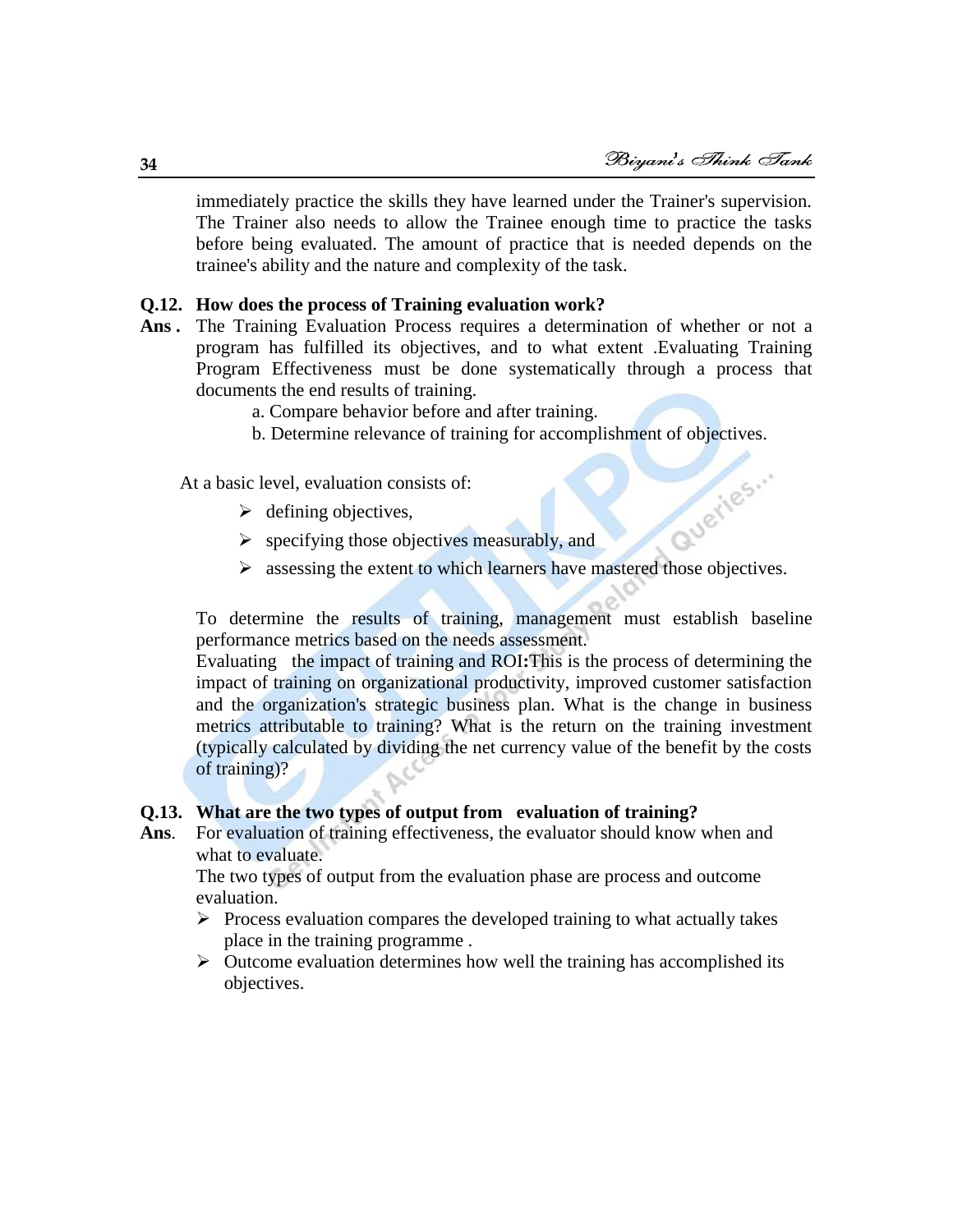immediately practice the skills they have learned under the Trainer's supervision. The Trainer also needs to allow the Trainee enough time to practice the tasks before being evaluated. The amount of practice that is needed depends on the trainee's ability and the nature and complexity of the task.

**Q.12. How does the process of Training evaluation work?**

**Ans .** The Training Evaluation Process requires a determination of whether or not a program has fulfilled its objectives, and to what extent .Evaluating Training Program Effectiveness must be done systematically through a process that documents the end results of training.

a. Compare behavior before and after training.

b. Determine relevance of training for accomplishment of objectives.

At a basic level, evaluation consists of:

- defining objectives,
- specifying those objectives measurably, and
- assessing the extent to which learners have mastered those objectives.

To determine the results of training, management must establish baseline performance metrics based on the needs assessment.

Evaluating the impact of training and ROI**:**This is the process of determining the impact of training on organizational productivity, improved customer satisfaction and the organization's strategic business plan. What is the change in business metrics attributable to training? What is the return on the training investment (typically calculated by dividing the net currency value of the benefit by the costs of training)?

**Q.13. What are the two types of output from evaluation of training?**

**Ans**. For evaluation of training effectiveness, the evaluator should know when and what to evaluate.

The two types of output from the evaluation phase are process and outcome evaluation.

- Process evaluation compares the developed training to what actually takes place in the training programme .
- Outcome evaluation determines how well the training has accomplished its objectives.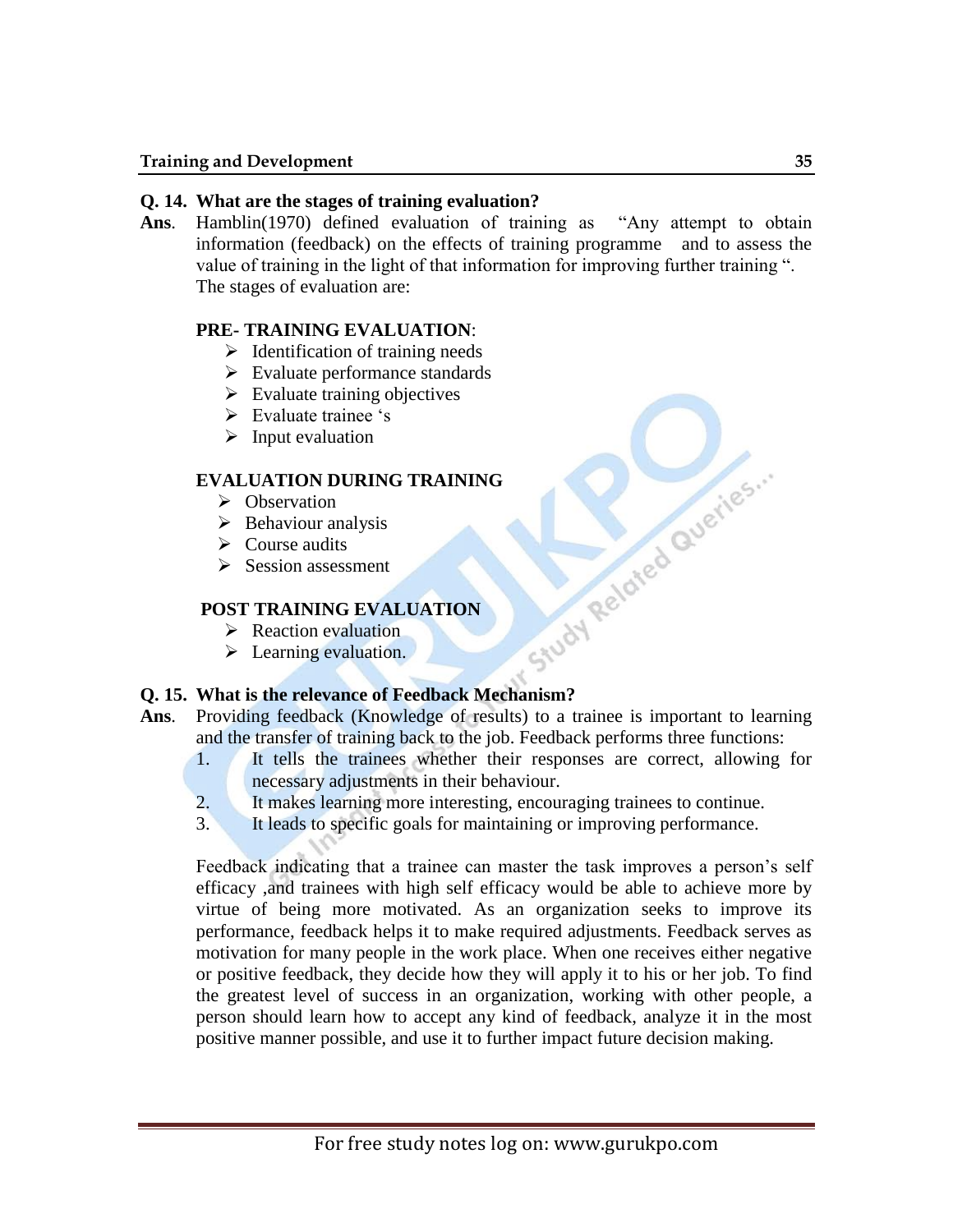**Q. 14. What are the stages of training evaluation?**

**Ans**. Hamblin(1970) defined evaluation of training as "Any attempt to obtain information (feedback) on the effects of training programme and to assess the value of training in the light of that information for improving further training ". The stages of evaluation are:

**PRE- TRAINING EVALUATION**:

- Identification of training needs
- Evaluate performance standards
- Evaluate training objectives
- Evaluate trainee 's
- Input evaluation

**EVALUATION DURING TRAINING**

- Observation
- Behaviour analysis
- Course audits
- Session assessment

**POST TRAINING EVALUATION**

- Reaction evaluation
- Learning evaluation.

**Q. 15. What is the relevance of Feedback Mechanism?**

**Ans**. Providing feedback (Knowledge of results) to a trainee is important to learning and the transfer of training back to the job. Feedback performs three functions:

1. It tells the trainees whether their responses are correct, allowing for necessary adjustments in their behaviour.
2. It makes learning more interesting, encouraging trainees to continue.
3. It leads to specific goals for maintaining or improving performance.

Feedback indicating that a trainee can master the task improves a person's self efficacy ,and trainees with high self efficacy would be able to achieve more by virtue of being more motivated. As an organization seeks to improve its performance, feedback helps it to make required adjustments. Feedback serves as motivation for many people in the work place. When one receives either negative or positive feedback, they decide how they will apply it to his or her job. To find the greatest level of success in an organization, working with other people, a person should learn how to accept any kind of feedback, analyze it in the most positive manner possible, and use it to further impact future decision making.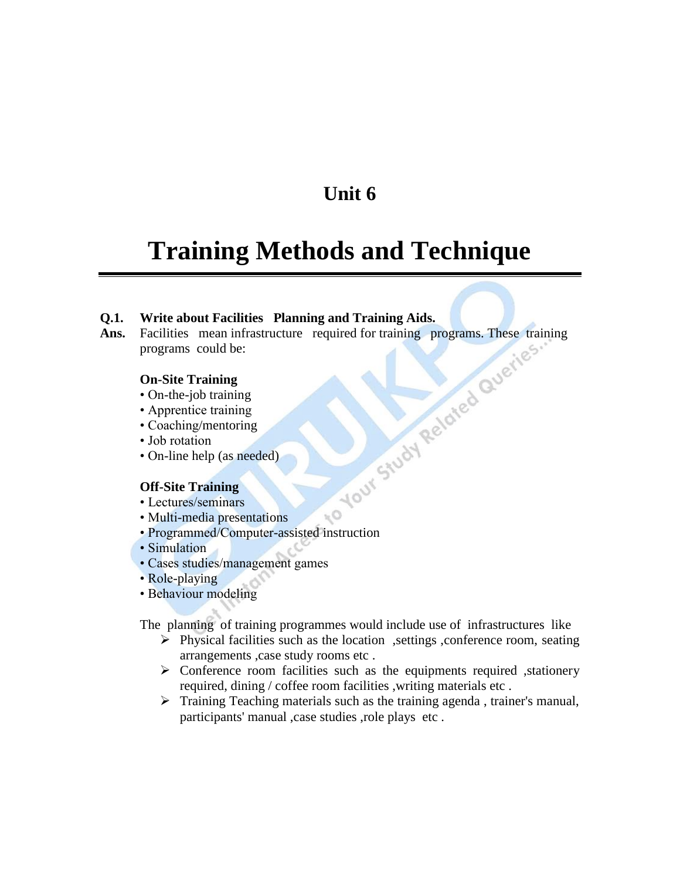# Unit 6

# Training Methods and Technique

**Q.1. Write about Facilities Planning and Training Aids.**

**Ans.** Facilities mean infrastructure required for training programs. These training programs could be:

**On-Site Training**

- On-the-job training
- Apprentice training
- Coaching/mentoring
- Job rotation
- On-line help (as needed)

**Off-Site Training**

- Lectures/seminars
- Multi-media presentations
- Programmed/Computer-assisted instruction
- Simulation
- Cases studies/management games
- Role-playing
- Behaviour modeling

The planning of training programmes would include use of infrastructures like

- Physical facilities such as the location ,settings ,conference room, seating arrangements ,case study rooms etc .
- Conference room facilities such as the equipments required ,stationery required, dining / coffee room facilities ,writing materials etc .
- Training Teaching materials such as the training agenda , trainer's manual, participants' manual ,case studies ,role plays etc .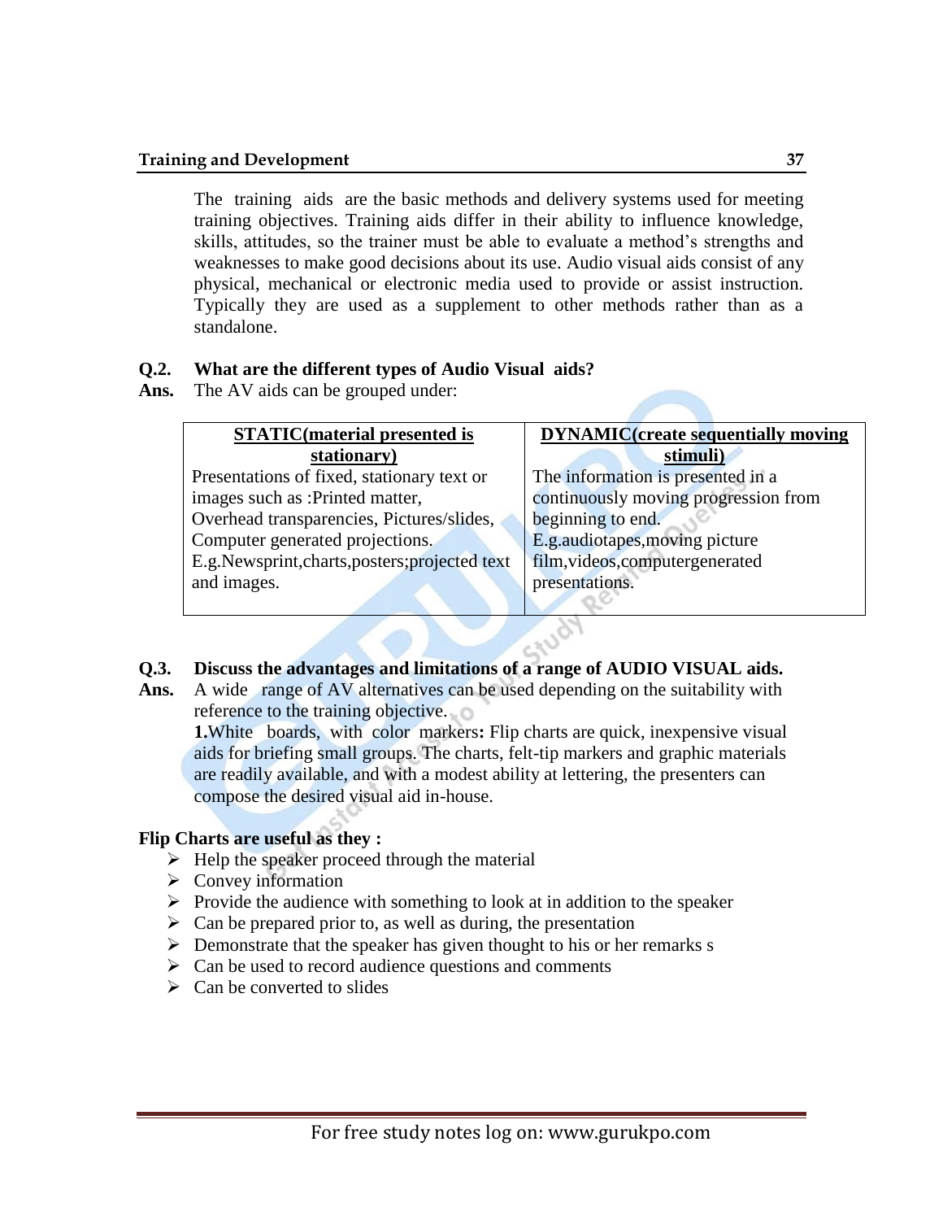The training aids are the basic methods and delivery systems used for meeting training objectives. Training aids differ in their ability to influence knowledge, skills, attitudes, so the trainer must be able to evaluate a method's strengths and weaknesses to make good decisions about its use. Audio visual aids consist of any physical, mechanical or electronic media used to provide or assist instruction. Typically they are used as a supplement to other methods rather than as a standalone.

**Q.2. What are the different types of Audio Visual aids?**

**Ans.** The AV aids can be grouped under:

| **STATIC(material presented is stationary)** | **DYNAMIC(create sequentially moving stimuli)** |
|---|---|
| Presentations of fixed, stationary text or images such as :Printed matter, Overhead transparencies, Pictures/slides, Computer generated projections. E.g.Newsprint,charts,posters;projected text and images. | The information is presented in a continuously moving progression from beginning to end. E.g.audiotapes,moving picture film,videos,computergenerated presentations. |

**Q.3. Discuss the advantages and limitations of a range of AUDIO VISUAL aids.**

**Ans.** A wide range of AV alternatives can be used depending on the suitability with reference to the training objective.

**1.**White boards, with color markers**:** Flip charts are quick, inexpensive visual aids for briefing small groups. The charts, felt-tip markers and graphic materials are readily available, and with a modest ability at lettering, the presenters can compose the desired visual aid in-house.

**Flip Charts are useful as they :**

- Help the speaker proceed through the material
- Convey information
- Provide the audience with something to look at in addition to the speaker
- Can be prepared prior to, as well as during, the presentation
- Demonstrate that the speaker has given thought to his or her remarks s
- Can be used to record audience questions and comments
- Can be converted to slides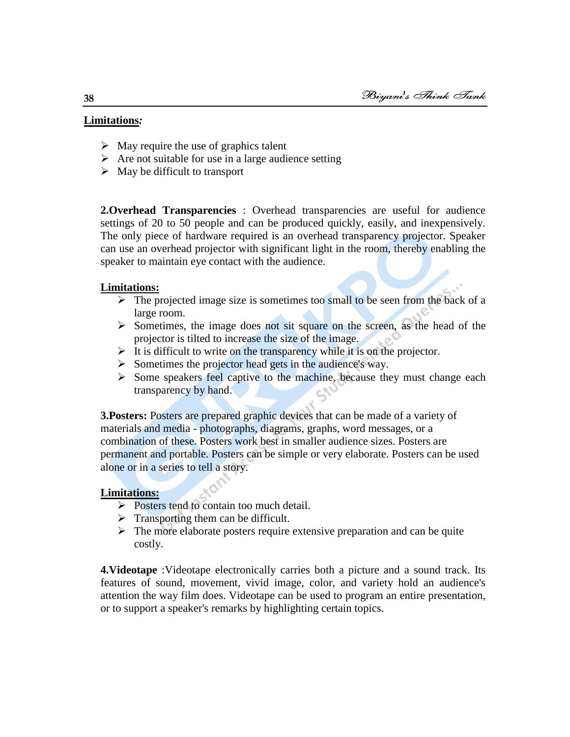**Limitations:**

- May require the use of graphics talent
- Are not suitable for use in a large audience setting
- May be difficult to transport

**2.Overhead Transparencies** : Overhead transparencies are useful for audience settings of 20 to 50 people and can be produced quickly, easily, and inexpensively. The only piece of hardware required is an overhead transparency projector. Speaker can use an overhead projector with significant light in the room, thereby enabling the speaker to maintain eye contact with the audience.

**Limitations:**

- The projected image size is sometimes too small to be seen from the back of a large room.
- Sometimes, the image does not sit square on the screen, as the head of the projector is tilted to increase the size of the image.
- It is difficult to write on the transparency while it is on the projector.
- Sometimes the projector head gets in the audience's way.
- Some speakers feel captive to the machine, because they must change each transparency by hand.

**3.Posters:** Posters are prepared graphic devices that can be made of a variety of materials and media - photographs, diagrams, graphs, word messages, or a combination of these. Posters work best in smaller audience sizes. Posters are permanent and portable. Posters can be simple or very elaborate. Posters can be used alone or in a series to tell a story.

**Limitations:**

- Posters tend to contain too much detail.
- Transporting them can be difficult.
- The more elaborate posters require extensive preparation and can be quite costly.

**4.Videotape** :Videotape electronically carries both a picture and a sound track. Its features of sound, movement, vivid image, color, and variety hold an audience's attention the way film does. Videotape can be used to program an entire presentation, or to support a speaker's remarks by highlighting certain topics.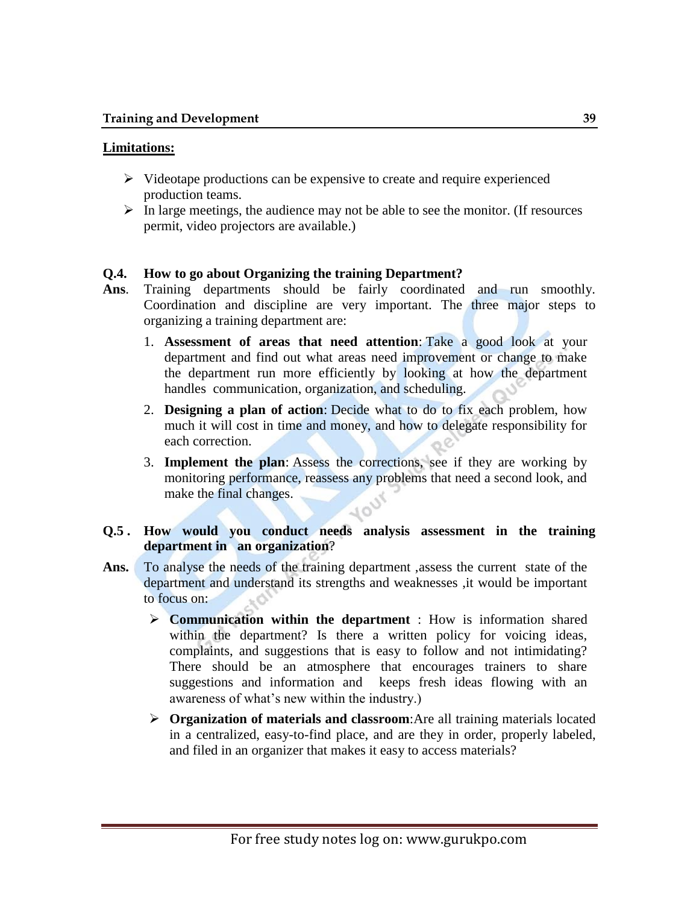**Limitations:**

- Videotape productions can be expensive to create and require experienced production teams.
- In large meetings, the audience may not be able to see the monitor. (If resources permit, video projectors are available.)

**Q.4. How to go about Organizing the training Department?**

**Ans.** Training departments should be fairly coordinated and run smoothly. Coordination and discipline are very important. The three major steps to organizing a training department are:

1. **Assessment of areas that need attention**: Take a good look at your department and find out what areas need improvement or change to make the department run more efficiently by looking at how the department handles communication, organization, and scheduling.
2. **Designing a plan of action**: Decide what to do to fix each problem, how much it will cost in time and money, and how to delegate responsibility for each correction.
3. **Implement the plan**: Assess the corrections, see if they are working by monitoring performance, reassess any problems that need a second look, and make the final changes.

**Q.5 . How would you conduct needs analysis assessment in the training department in an organization?**

**Ans.** To analyse the needs of the training department ,assess the current state of the department and understand its strengths and weaknesses ,it would be important to focus on:

- **Communication within the department** : How is information shared within the department? Is there a written policy for voicing ideas, complaints, and suggestions that is easy to follow and not intimidating? There should be an atmosphere that encourages trainers to share suggestions and information and keeps fresh ideas flowing with an awareness of what's new within the industry.)
- **Organization of materials and classroom**:Are all training materials located in a centralized, easy-to-find place, and are they in order, properly labeled, and filed in an organizer that makes it easy to access materials?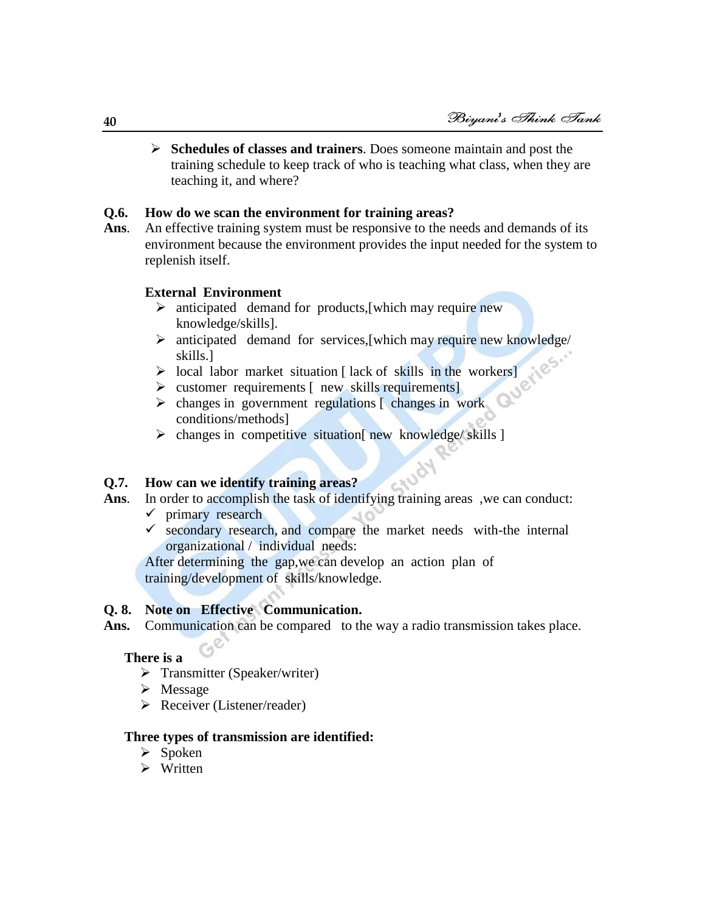- **Schedules of classes and trainers**. Does someone maintain and post the training schedule to keep track of who is teaching what class, when they are teaching it, and where?

**Q.6. How do we scan the environment for training areas?**

**Ans**. An effective training system must be responsive to the needs and demands of its environment because the environment provides the input needed for the system to replenish itself.

**External Environment**

- anticipated demand for products,[which may require new knowledge/skills].
- anticipated demand for services,[which may require new knowledge/ skills.]
- local labor market situation [ lack of skills in the workers]
- customer requirements [ new skills requirements]
- changes in government regulations [ changes in work conditions/methods]
- changes in competitive situation[ new knowledge/ skills ]

**Q.7. How can we identify training areas?**

**Ans**. In order to accomplish the task of identifying training areas ,we can conduct:

- ✓ primary research
- ✓ secondary research, and compare the market needs with-the internal organizational / individual needs:

After determining the gap,we can develop an action plan of training/development of skills/knowledge.

**Q. 8. Note on Effective Communication.**

**Ans.** Communication can be compared to the way a radio transmission takes place.

**There is a**

- Transmitter (Speaker/writer)
- Message
- Receiver (Listener/reader)

**Three types of transmission are identified:**

- Spoken
- Written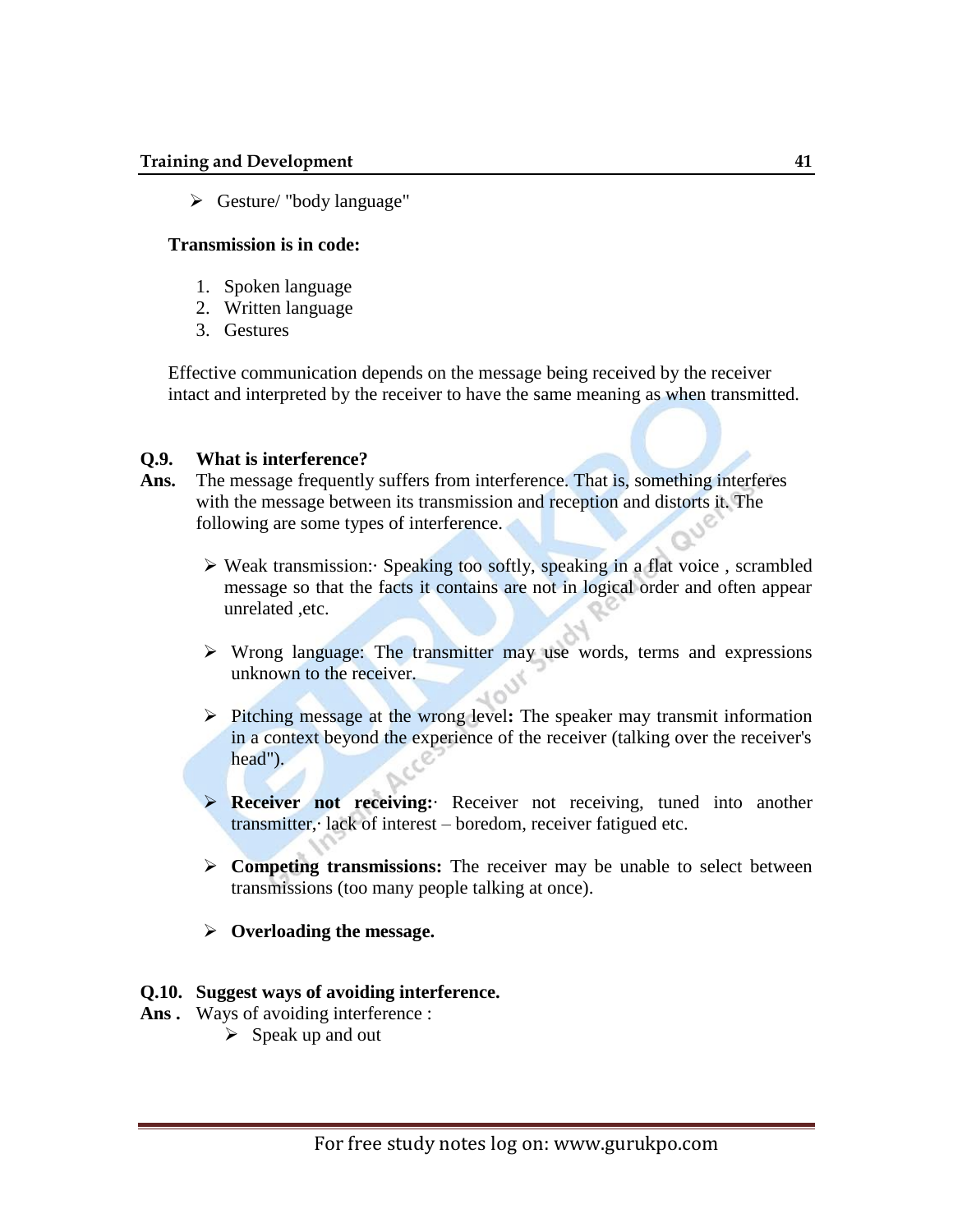- Gesture/ "body language"

**Transmission is in code:**

1. Spoken language
2. Written language
3. Gestures

Effective communication depends on the message being received by the receiver intact and interpreted by the receiver to have the same meaning as when transmitted.

**Q.9. What is interference?**

**Ans.** The message frequently suffers from interference. That is, something interferes with the message between its transmission and reception and distorts it. The following are some types of interference.

- Weak transmission:· Speaking too softly, speaking in a flat voice , scrambled message so that the facts it contains are not in logical order and often appear unrelated ,etc.

- Wrong language: The transmitter may use words, terms and expressions unknown to the receiver.

- Pitching message at the wrong level**:** The speaker may transmit information in a context beyond the experience of the receiver (talking over the receiver's head").

- **Receiver not receiving:**· Receiver not receiving, tuned into another transmitter,· lack of interest – boredom, receiver fatigued etc.

- **Competing transmissions:** The receiver may be unable to select between transmissions (too many people talking at once).

- **Overloading the message.**

**Q.10. Suggest ways of avoiding interference.**

**Ans .** Ways of avoiding interference :

- Speak up and out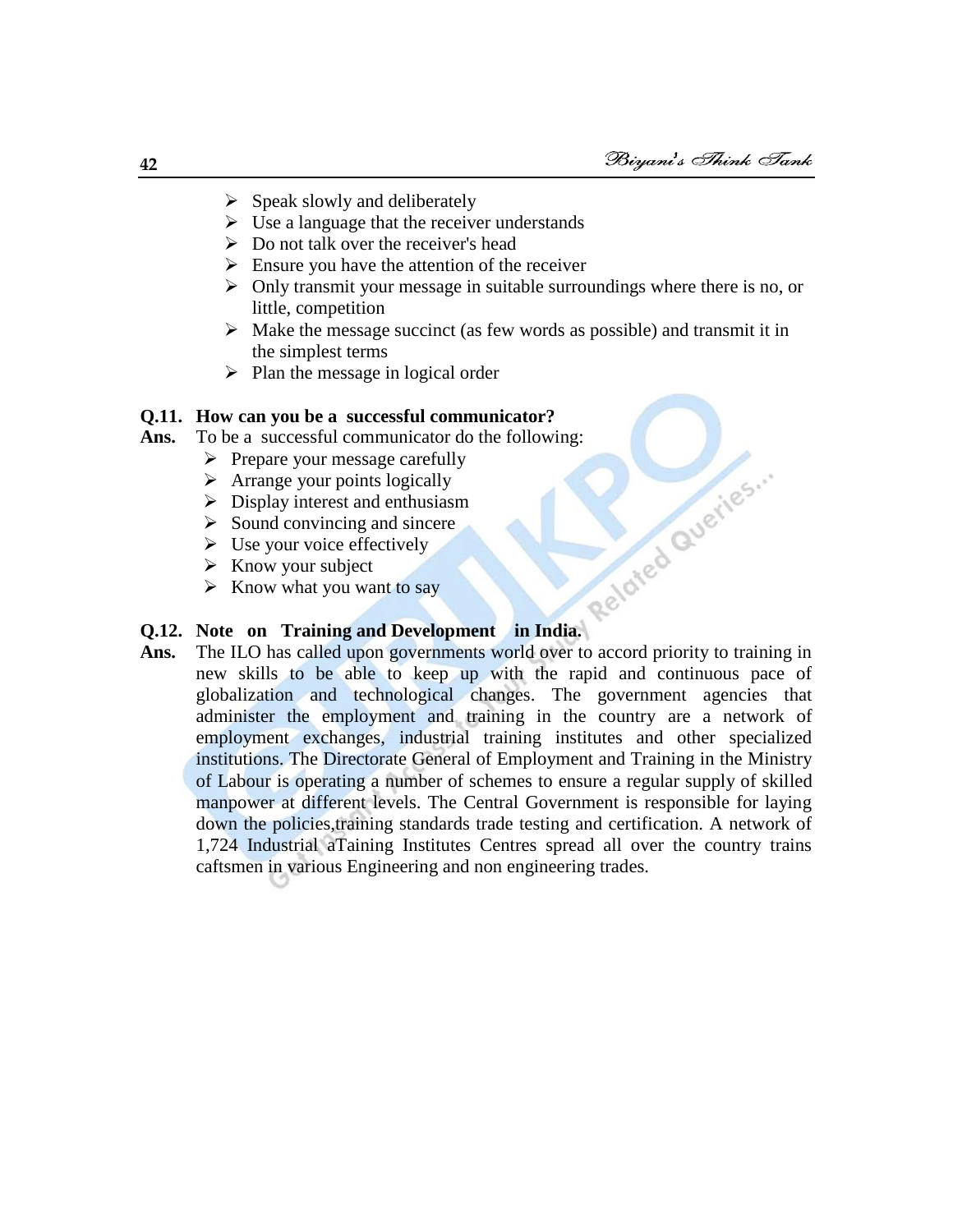- Speak slowly and deliberately
- Use a language that the receiver understands
- Do not talk over the receiver's head
- Ensure you have the attention of the receiver
- Only transmit your message in suitable surroundings where there is no, or little, competition
- Make the message succinct (as few words as possible) and transmit it in the simplest terms
- Plan the message in logical order

**Q.11. How can you be a successful communicator?**

**Ans.** To be a successful communicator do the following:

- Prepare your message carefully
- Arrange your points logically
- Display interest and enthusiasm
- Sound convincing and sincere
- Use your voice effectively
- Know your subject
- Know what you want to say

**Q.12. Note on Training and Development in India.**

**Ans.** The ILO has called upon governments world over to accord priority to training in new skills to be able to keep up with the rapid and continuous pace of globalization and technological changes. The government agencies that administer the employment and training in the country are a network of employment exchanges, industrial training institutes and other specialized institutions. The Directorate General of Employment and Training in the Ministry of Labour is operating a number of schemes to ensure a regular supply of skilled manpower at different levels. The Central Government is responsible for laying down the policies,training standards trade testing and certification. A network of 1,724 Industrial aTaining Institutes Centres spread all over the country trains caftsmen in various Engineering and non engineering trades.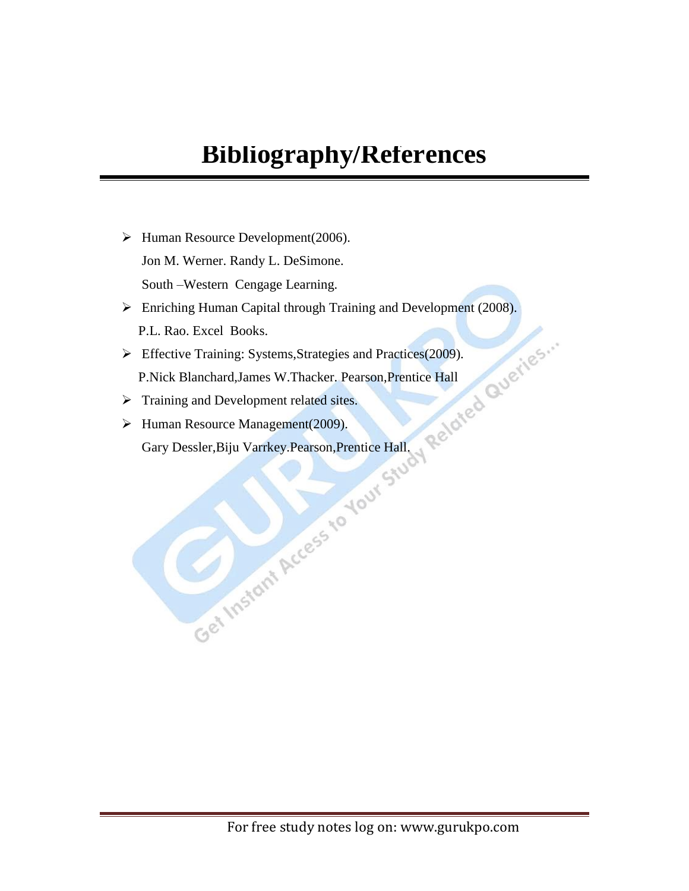# Bibliography/References

- Human Resource Development(2006).
  Jon M. Werner. Randy L. DeSimone.
  South –Western Cengage Learning.
- Enriching Human Capital through Training and Development (2008).
  P.L. Rao. Excel Books.
- Effective Training: Systems,Strategies and Practices(2009).
  P.Nick Blanchard,James W.Thacker. Pearson,Prentice Hall
- Training and Development related sites.
- Human Resource Management(2009).
  Gary Dessler,Biju Varrkey.Pearson,Prentice Hall.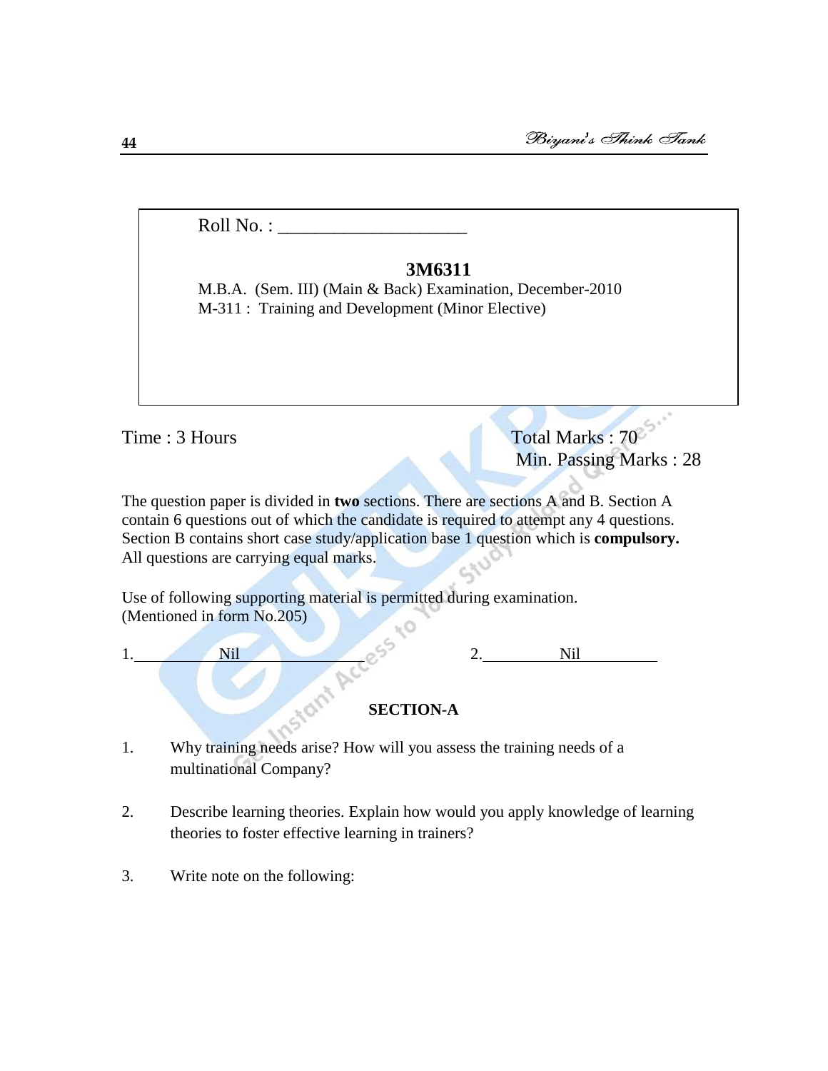Roll No. : ____________________

**3M6311**

M.B.A. (Sem. III) (Main & Back) Examination, December-2010

M-311 : Training and Development (Minor Elective)

Time : 3 Hours

Total Marks : 70

Min. Passing Marks : 28

The question paper is divided in **two** sections. There are sections A and B. Section A contain 6 questions out of which the candidate is required to attempt any 4 questions. Section B contains short case study/application base 1 question which is **compulsory.** All questions are carrying equal marks.

Use of following supporting material is permitted during examination. (Mentioned in form No.205)

1. Nil    2. Nil

## SECTION-A

1. Why training needs arise? How will you assess the training needs of a multinational Company?

2. Describe learning theories. Explain how would you apply knowledge of learning theories to foster effective learning in trainers?

3. Write note on the following: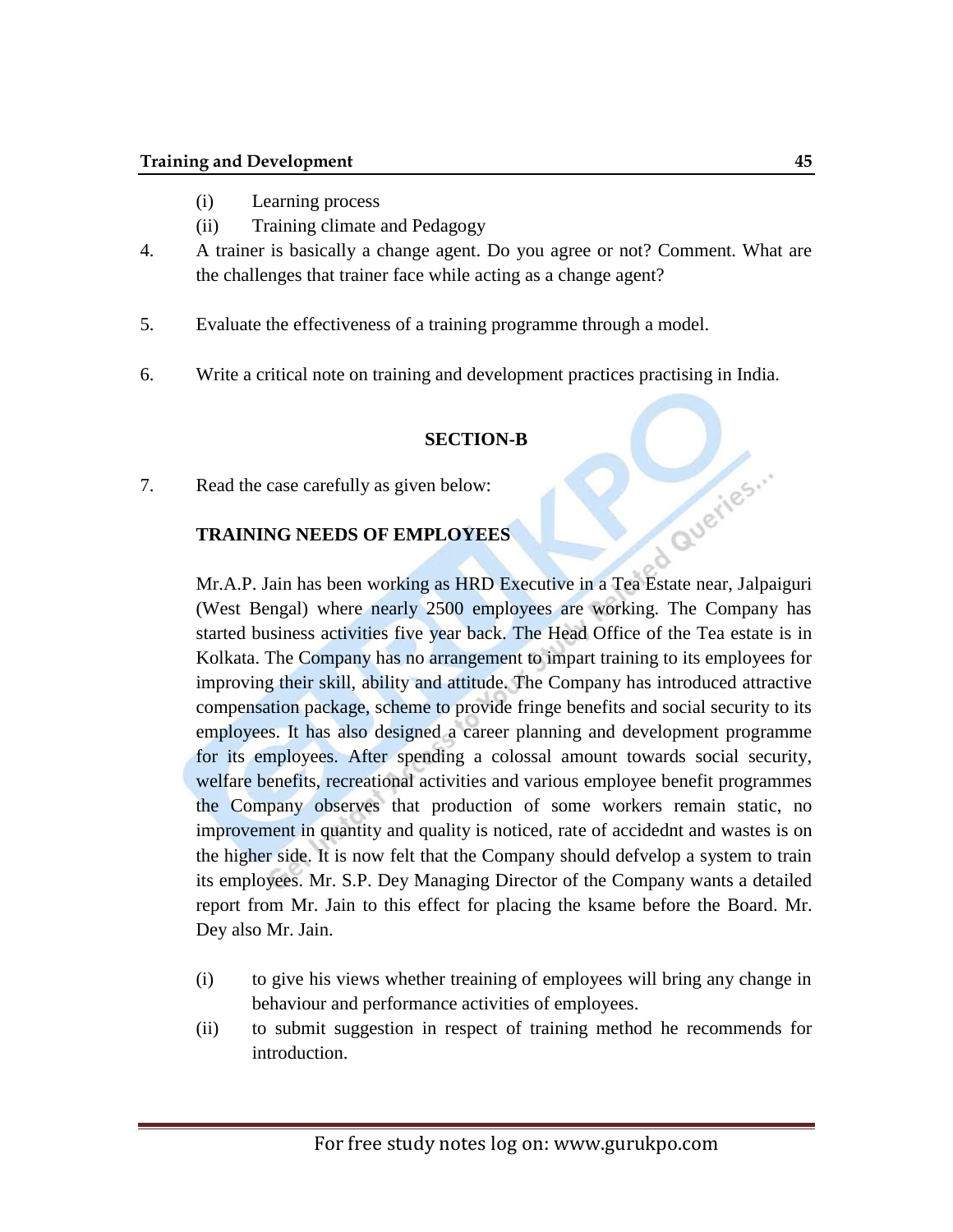(i) Learning process

(ii) Training climate and Pedagogy

4. A trainer is basically a change agent. Do you agree or not? Comment. What are the challenges that trainer face while acting as a change agent?

5. Evaluate the effectiveness of a training programme through a model.

6. Write a critical note on training and development practices practising in India.

**SECTION-B**

7. Read the case carefully as given below:

**TRAINING NEEDS OF EMPLOYEES**

Mr.A.P. Jain has been working as HRD Executive in a Tea Estate near, Jalpaiguri (West Bengal) where nearly 2500 employees are working. The Company has started business activities five year back. The Head Office of the Tea estate is in Kolkata. The Company has no arrangement to impart training to its employees for improving their skill, ability and attitude. The Company has introduced attractive compensation package, scheme to provide fringe benefits and social security to its employees. It has also designed a career planning and development programme for its employees. After spending a colossal amount towards social security, welfare benefits, recreational activities and various employee benefit programmes the Company observes that production of some workers remain static, no improvement in quantity and quality is noticed, rate of accidednt and wastes is on the higher side. It is now felt that the Company should defvelop a system to train its employees. Mr. S.P. Dey Managing Director of the Company wants a detailed report from Mr. Jain to this effect for placing the ksame before the Board. Mr. Dey also Mr. Jain.

(i) to give his views whether treaining of employees will bring any change in behaviour and performance activities of employees.

(ii) to submit suggestion in respect of training method he recommends for introduction.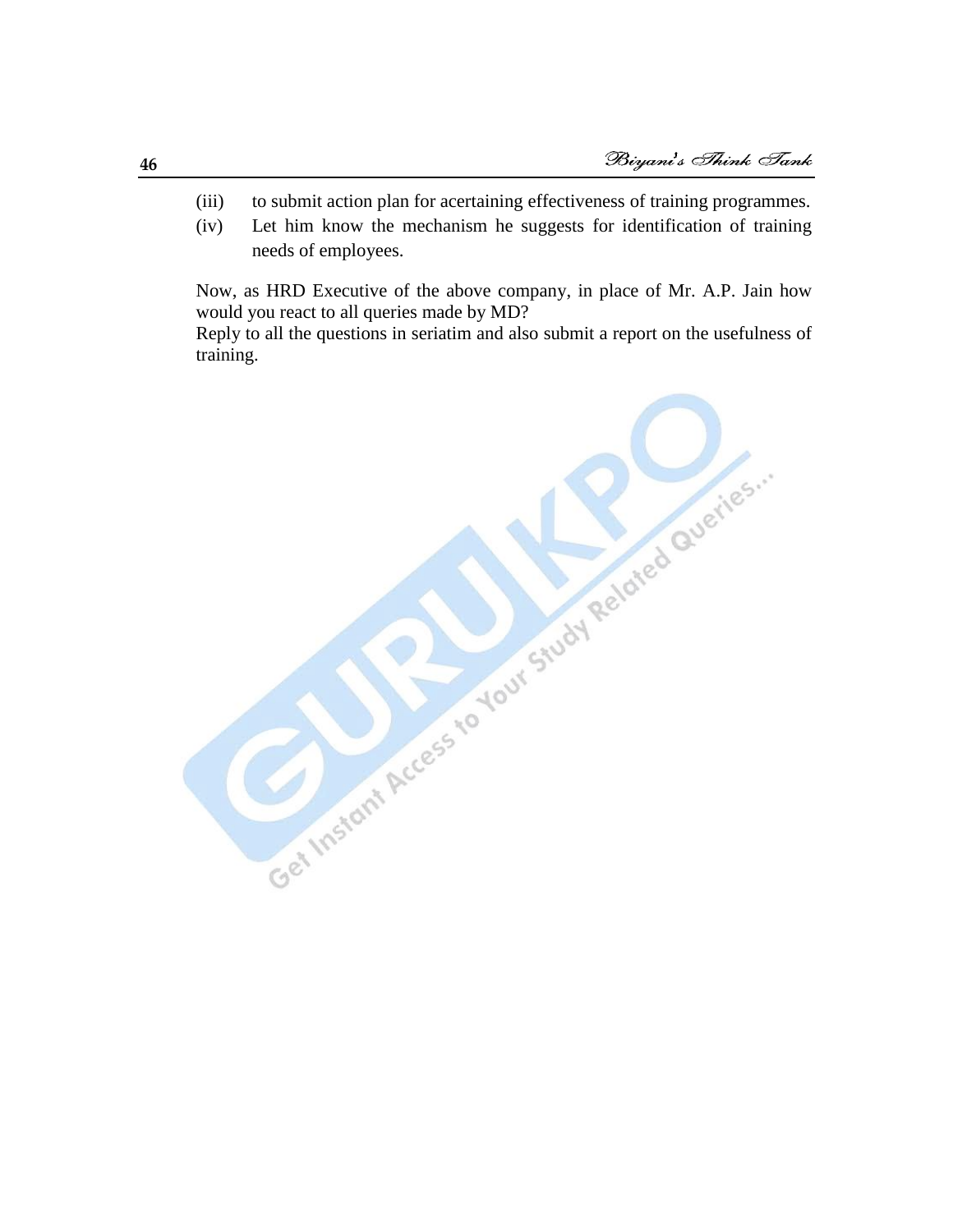(iii) to submit action plan for acertaining effectiveness of training programmes.

(iv) Let him know the mechanism he suggests for identification of training needs of employees.

Now, as HRD Executive of the above company, in place of Mr. A.P. Jain how would you react to all queries made by MD?
Reply to all the questions in seriatim and also submit a report on the usefulness of training.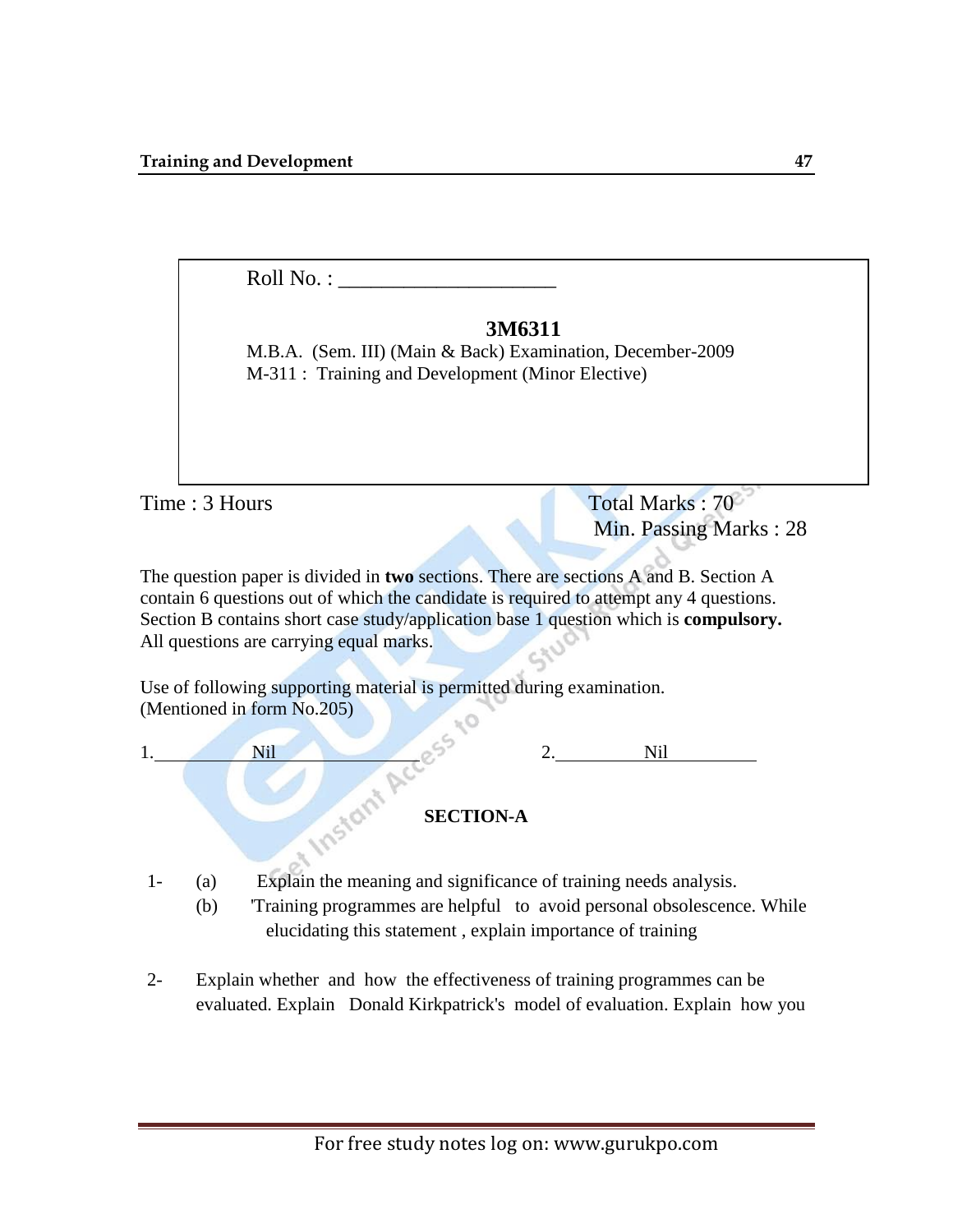Roll No. : ____________________

**3M6311**

M.B.A. (Sem. III) (Main & Back) Examination, December-2009

M-311 : Training and Development (Minor Elective)

Time : 3 Hours

Total Marks : 70

Min. Passing Marks : 28

The question paper is divided in **two** sections. There are sections A and B. Section A contain 6 questions out of which the candidate is required to attempt any 4 questions. Section B contains short case study/application base 1 question which is **compulsory.** All questions are carrying equal marks.

Use of following supporting material is permitted during examination. (Mentioned in form No.205)

1. Nil  2. Nil

## SECTION-A

1- (a) Explain the meaning and significance of training needs analysis.

(b) 'Training programmes are helpful to avoid personal obsolescence. While elucidating this statement , explain importance of training

2- Explain whether and how the effectiveness of training programmes can be evaluated. Explain Donald Kirkpatrick's model of evaluation. Explain how you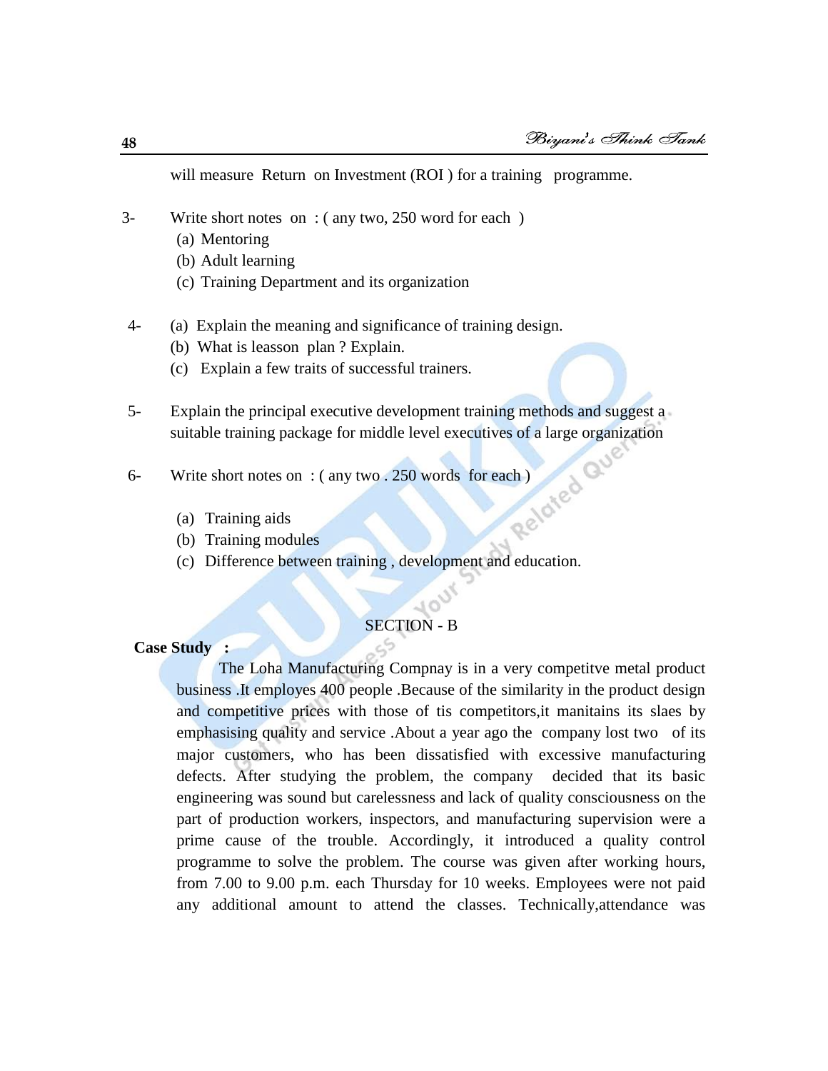will measure Return on Investment (ROI ) for a training programme.

3- Write short notes on : ( any two, 250 word for each )
   (a) Mentoring
   (b) Adult learning
   (c) Training Department and its organization

4- (a) Explain the meaning and significance of training design.
   (b) What is leasson plan ? Explain.
   (c) Explain a few traits of successful trainers.

5- Explain the principal executive development training methods and suggest a suitable training package for middle level executives of a large organization

6- Write short notes on : ( any two . 250 words for each )

   (a) Training aids
   (b) Training modules
   (c) Difference between training , development and education.

## SECTION - B

**Case Study :**

The Loha Manufacturing Compnay is in a very competitve metal product business .It employs 400 people .Because of the similarity in the product design and competitive prices with those of tis competitors,it manitains its slaes by emphasising quality and service .About a year ago the company lost two of its major customers, who has been dissatisfied with excessive manufacturing defects. After studying the problem, the company decided that its basic engineering was sound but carelessness and lack of quality consciousness on the part of production workers, inspectors, and manufacturing supervision were a prime cause of the trouble. Accordingly, it introduced a quality control programme to solve the problem. The course was given after working hours, from 7.00 to 9.00 p.m. each Thursday for 10 weeks. Employees were not paid any additional amount to attend the classes. Technically,attendance was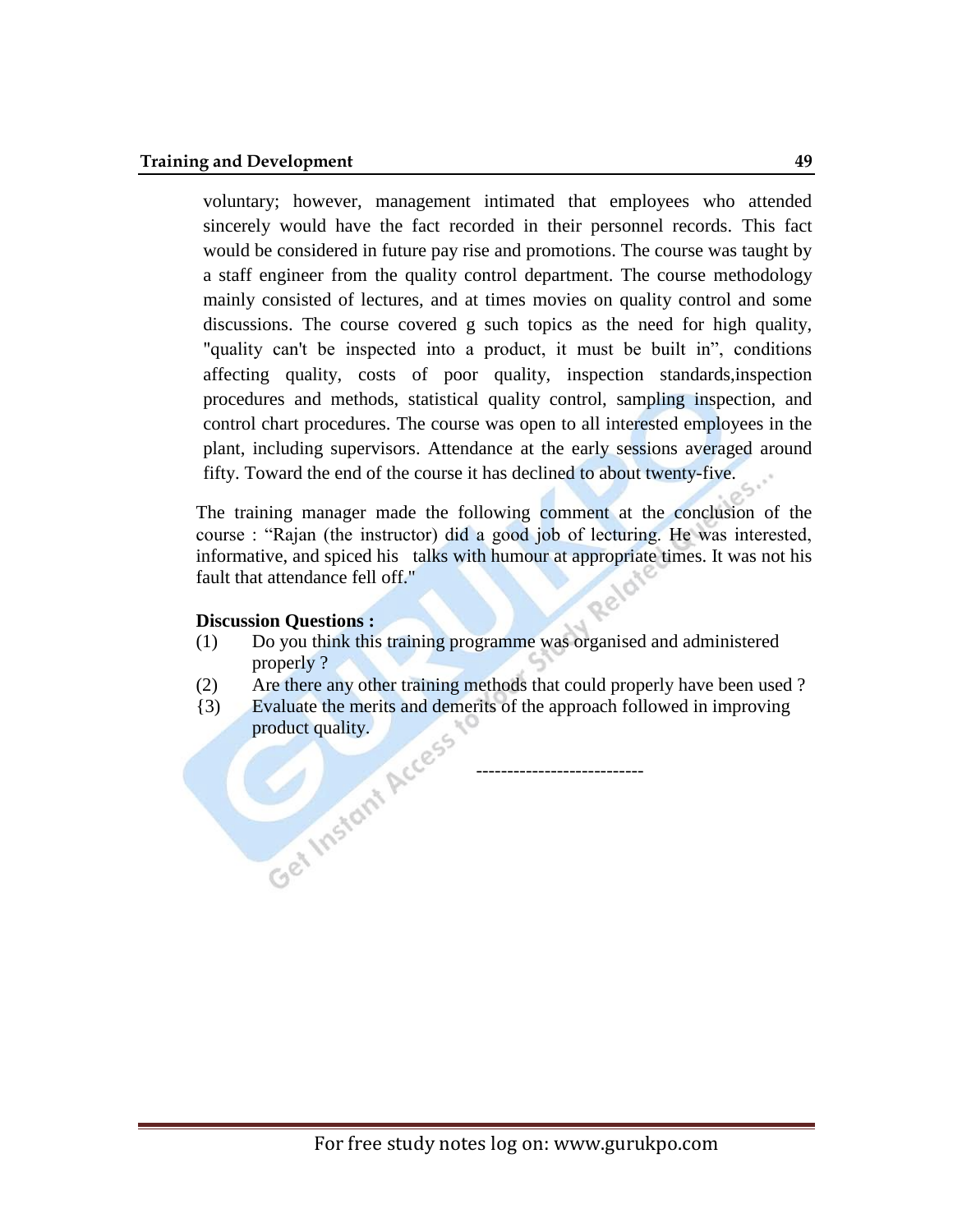voluntary; however, management intimated that employees who attended sincerely would have the fact recorded in their personnel records. This fact would be considered in future pay rise and promotions. The course was taught by a staff engineer from the quality control department. The course methodology mainly consisted of lectures, and at times movies on quality control and some discussions. The course covered g such topics as the need for high quality, "quality can't be inspected into a product, it must be built in", conditions affecting quality, costs of poor quality, inspection standards,inspection procedures and methods, statistical quality control, sampling inspection, and control chart procedures. The course was open to all interested employees in the plant, including supervisors. Attendance at the early sessions averaged around fifty. Toward the end of the course it has declined to about twenty-five.

The training manager made the following comment at the conclusion of the course : "Rajan (the instructor) did a good job of lecturing. He was interested, informative, and spiced his talks with humour at appropriate times. It was not his fault that attendance fell off."

**Discussion Questions :**

(1) Do you think this training programme was organised and administered properly ?

(2) Are there any other training methods that could properly have been used ?

{3) Evaluate the merits and demerits of the approach followed in improving product quality.

---------------------------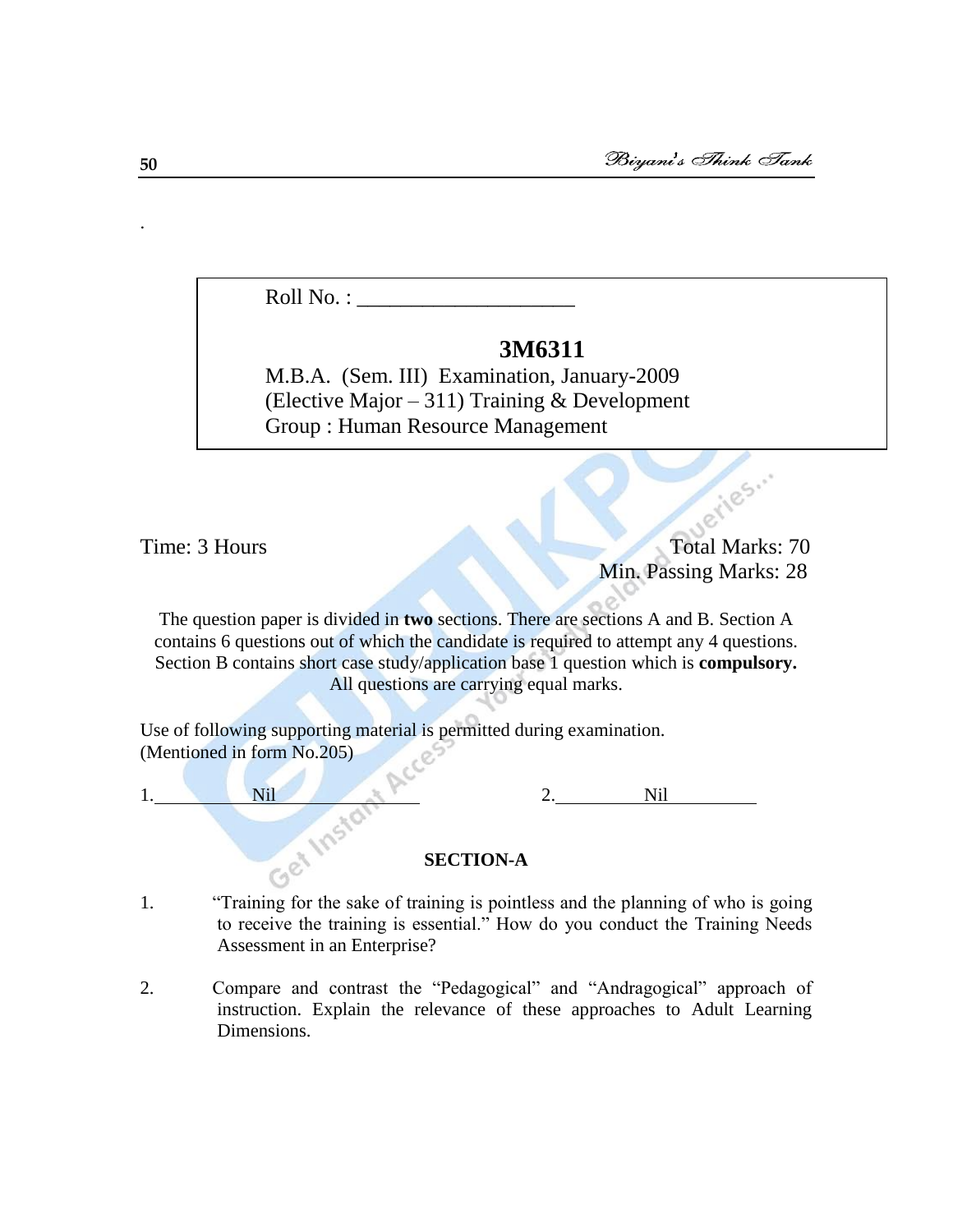Roll No. : ____________________

**3M6311**

M.B.A. (Sem. III) Examination, January-2009

(Elective Major – 311) Training & Development

Group : Human Resource Management

Time: 3 Hours

Total Marks: 70

Min. Passing Marks: 28

The question paper is divided in **two** sections. There are sections A and B. Section A contains 6 questions out of which the candidate is required to attempt any 4 questions. Section B contains short case study/application base 1 question which is **compulsory.** All questions are carrying equal marks.

Use of following supporting material is permitted during examination. (Mentioned in form No.205)

1. Nil

2. Nil

## SECTION-A

1. "Training for the sake of training is pointless and the planning of who is going to receive the training is essential." How do you conduct the Training Needs Assessment in an Enterprise?

2. Compare and contrast the "Pedagogical" and "Andragogical" approach of instruction. Explain the relevance of these approaches to Adult Learning Dimensions.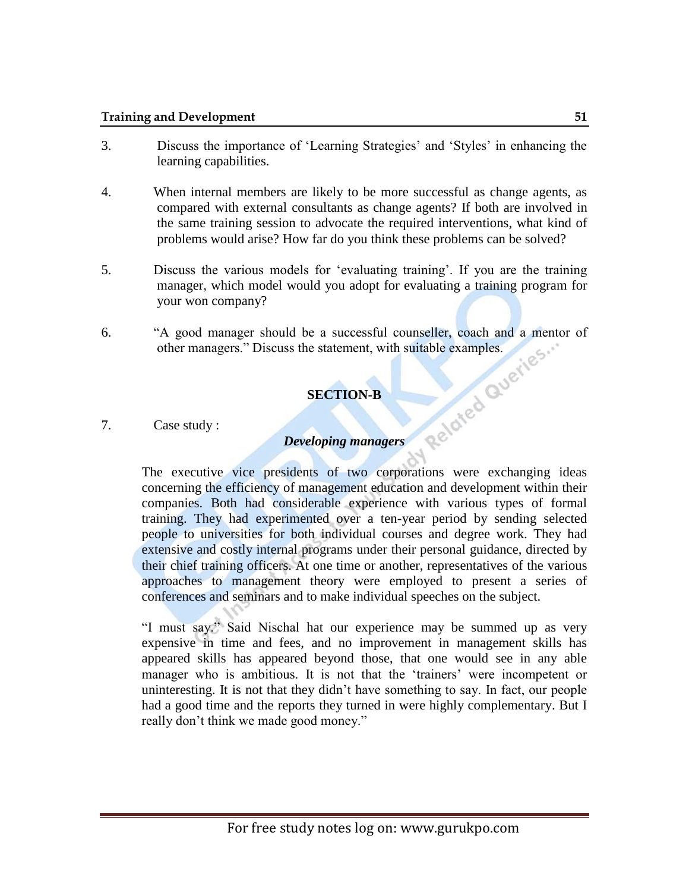3. Discuss the importance of 'Learning Strategies' and 'Styles' in enhancing the learning capabilities.

4. When internal members are likely to be more successful as change agents, as compared with external consultants as change agents? If both are involved in the same training session to advocate the required interventions, what kind of problems would arise? How far do you think these problems can be solved?

5. Discuss the various models for 'evaluating training'. If you are the training manager, which model would you adopt for evaluating a training program for your won company?

6. "A good manager should be a successful counseller, coach and a mentor of other managers." Discuss the statement, with suitable examples.

## SECTION-B

7. Case study :

### *Developing managers*

The executive vice presidents of two corporations were exchanging ideas concerning the efficiency of management education and development within their companies. Both had considerable experience with various types of formal training. They had experimented over a ten-year period by sending selected people to universities for both individual courses and degree work. They had extensive and costly internal programs under their personal guidance, directed by their chief training officers. At one time or another, representatives of the various approaches to management theory were employed to present a series of conferences and seminars and to make individual speeches on the subject.

"I must say." Said Nischal hat our experience may be summed up as very expensive in time and fees, and no improvement in management skills has appeared skills has appeared beyond those, that one would see in any able manager who is ambitious. It is not that the 'trainers' were incompetent or uninteresting. It is not that they didn't have something to say. In fact, our people had a good time and the reports they turned in were highly complementary. But I really don't think we made good money."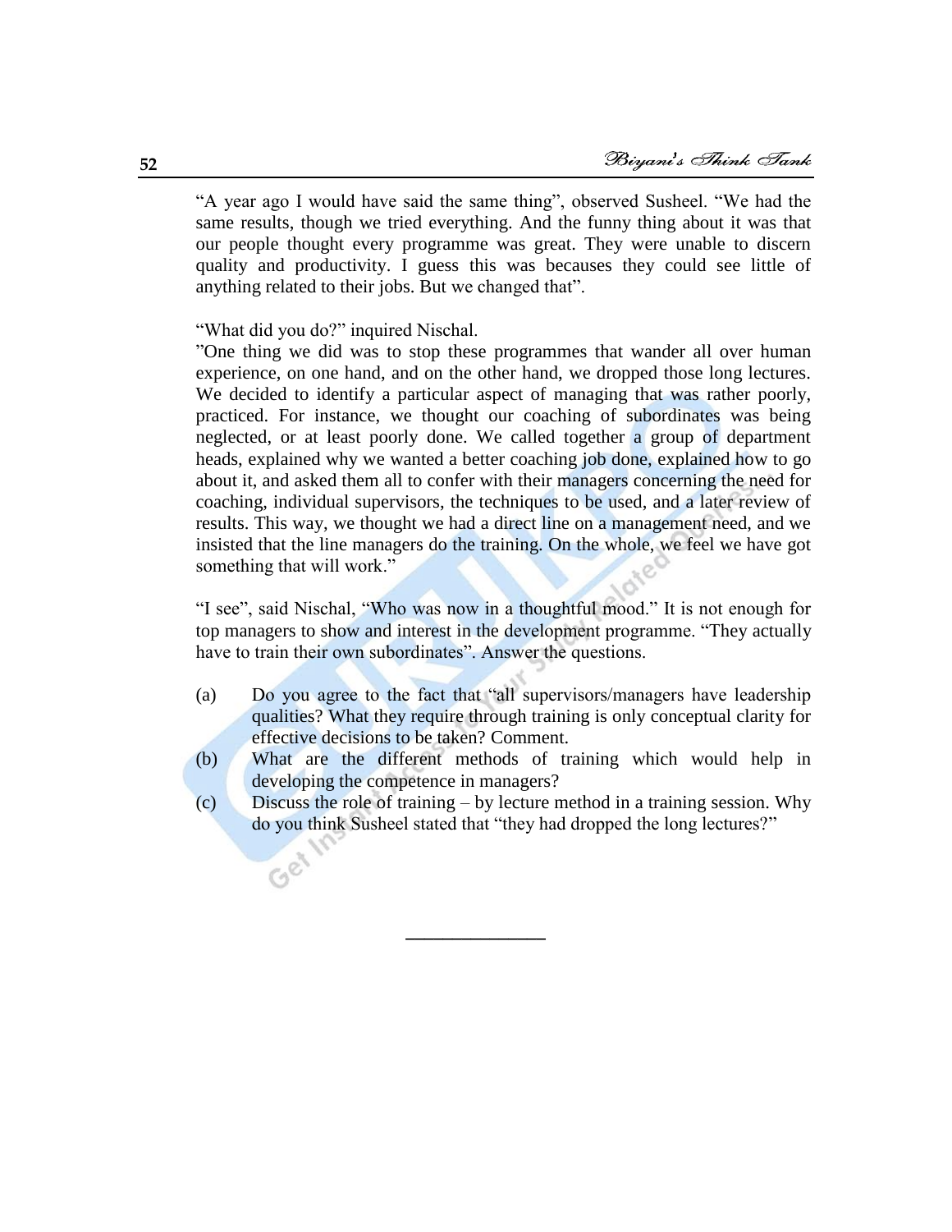"A year ago I would have said the same thing", observed Susheel. "We had the same results, though we tried everything. And the funny thing about it was that our people thought every programme was great. They were unable to discern quality and productivity. I guess this was becauses they could see little of anything related to their jobs. But we changed that".

"What did you do?" inquired Nischal.

"One thing we did was to stop these programmes that wander all over human experience, on one hand, and on the other hand, we dropped those long lectures. We decided to identify a particular aspect of managing that was rather poorly, practiced. For instance, we thought our coaching of subordinates was being neglected, or at least poorly done. We called together a group of department heads, explained why we wanted a better coaching job done, explained how to go about it, and asked them all to confer with their managers concerning the need for coaching, individual supervisors, the techniques to be used, and a later review of results. This way, we thought we had a direct line on a management need, and we insisted that the line managers do the training. On the whole, we feel we have got something that will work."

"I see", said Nischal, "Who was now in a thoughtful mood." It is not enough for top managers to show and interest in the development programme. "They actually have to train their own subordinates". Answer the questions.

(a) Do you agree to the fact that "all supervisors/managers have leadership qualities? What they require through training is only conceptual clarity for effective decisions to be taken? Comment.

(b) What are the different methods of training which would help in developing the competence in managers?

(c) Discuss the role of training – by lecture method in a training session. Why do you think Susheel stated that "they had dropped the long lectures?"

---